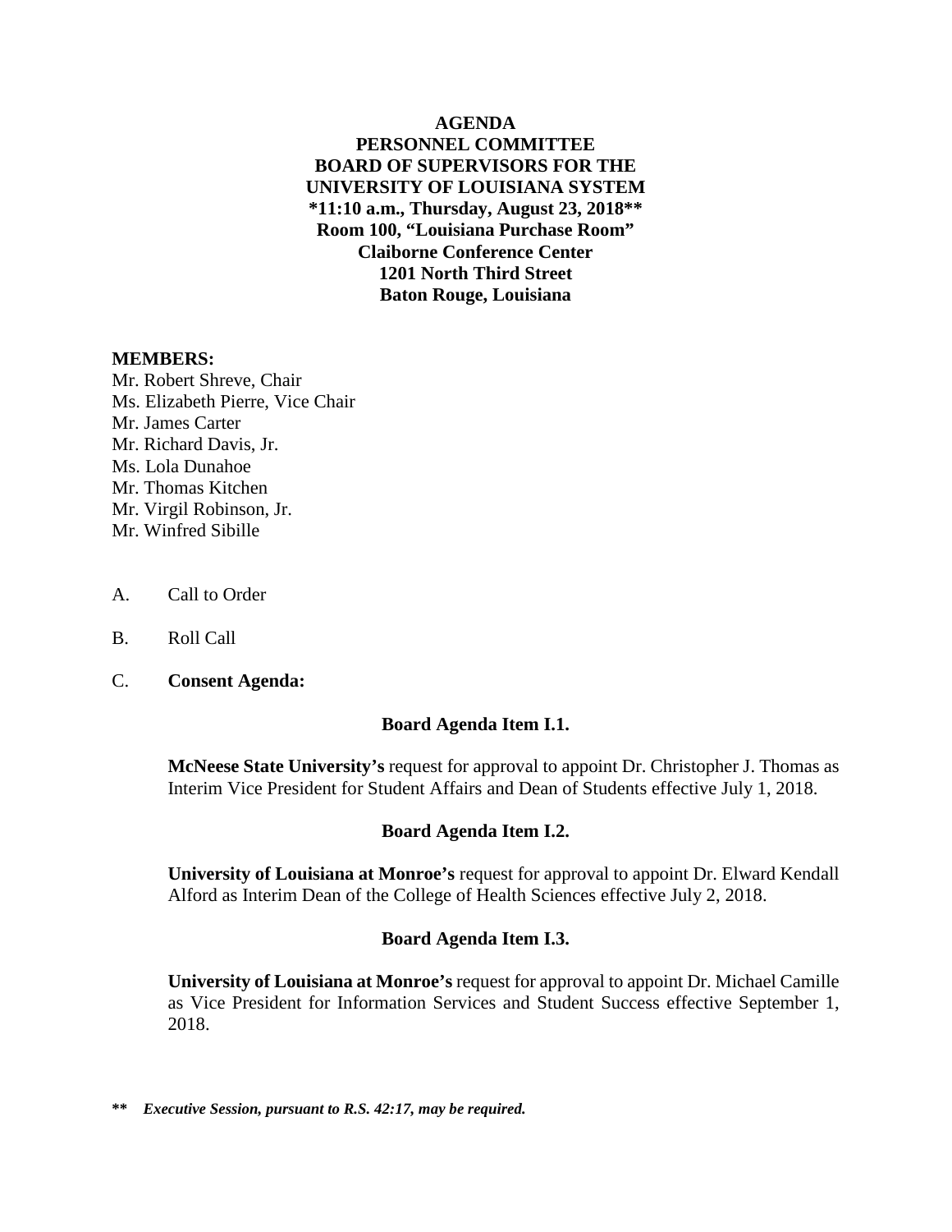**AGENDA**
**PERSONNEL COMMITTEE**
**BOARD OF SUPERVISORS FOR THE**
**UNIVERSITY OF LOUISIANA SYSTEM**
**\*11:10 a.m., Thursday, August 23, 2018\*\***
**Room 100, "Louisiana Purchase Room"**
**Claiborne Conference Center**
**1201 North Third Street**
**Baton Rouge, Louisiana**

**MEMBERS:**
Mr. Robert Shreve, Chair
Ms. Elizabeth Pierre, Vice Chair
Mr. James Carter
Mr. Richard Davis, Jr.
Ms. Lola Dunahoe
Mr. Thomas Kitchen
Mr. Virgil Robinson, Jr.
Mr. Winfred Sibille

A. Call to Order

B. Roll Call

C. **Consent Agenda:**

**Board Agenda Item I.1.**

**McNeese State University's** request for approval to appoint Dr. Christopher J. Thomas as Interim Vice President for Student Affairs and Dean of Students effective July 1, 2018.

**Board Agenda Item I.2.**

**University of Louisiana at Monroe's** request for approval to appoint Dr. Elward Kendall Alford as Interim Dean of the College of Health Sciences effective July 2, 2018.

**Board Agenda Item I.3.**

**University of Louisiana at Monroe's** request for approval to appoint Dr. Michael Camille as Vice President for Information Services and Student Success effective September 1, 2018.

**\*\*** ***Executive Session, pursuant to R.S. 42:17, may be required.***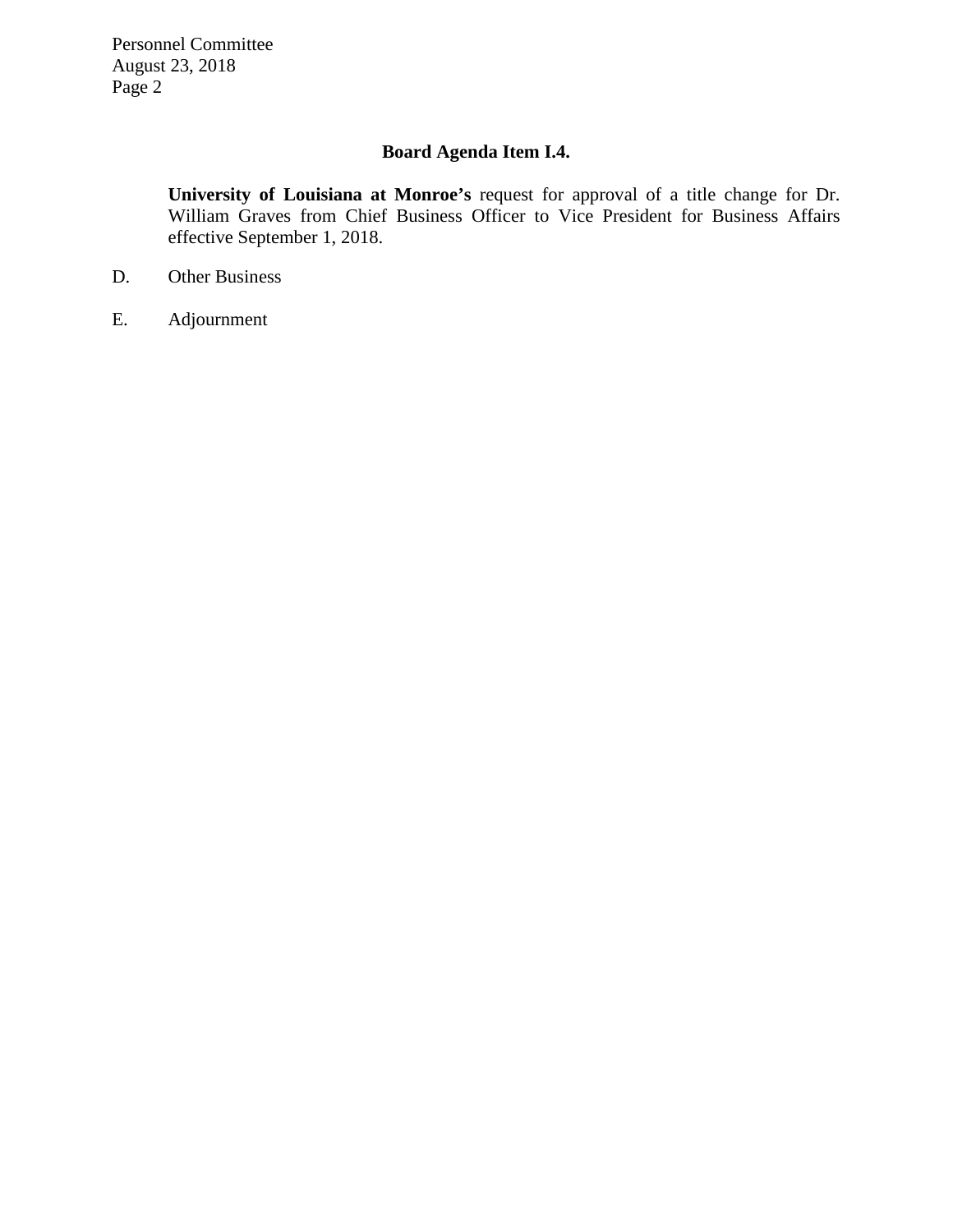## Board Agenda Item I.4.

**University of Louisiana at Monroe's** request for approval of a title change for Dr. William Graves from Chief Business Officer to Vice President for Business Affairs effective September 1, 2018.

D. Other Business

E. Adjournment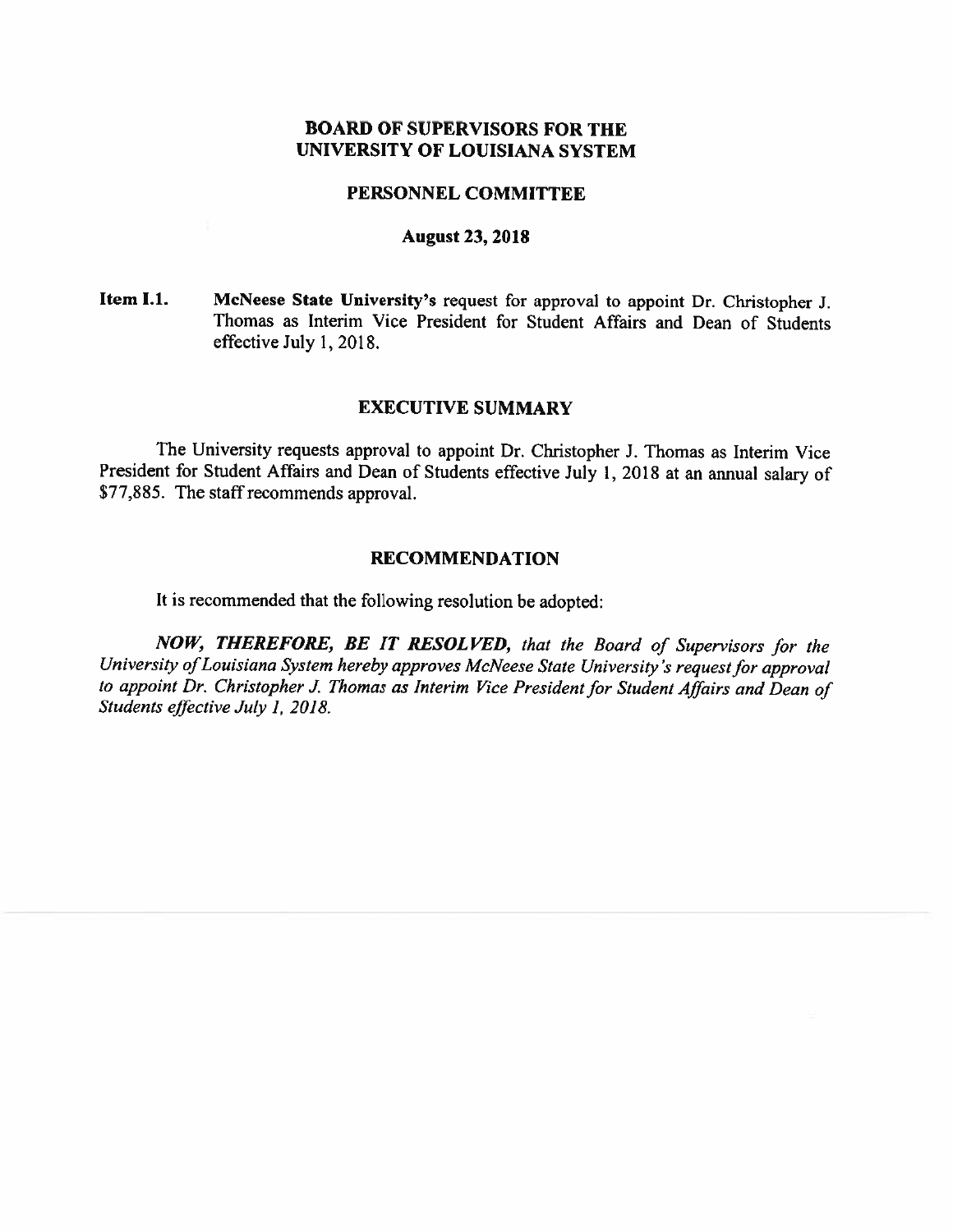## BOARD OF SUPERVISORS FOR THE UNIVERSITY OF LOUISIANA SYSTEM

### PERSONNEL COMMITTEE

### August 23, 2018

**Item I.1.** **McNeese State University's** request for approval to appoint Dr. Christopher J. Thomas as Interim Vice President for Student Affairs and Dean of Students effective July 1, 2018.

### EXECUTIVE SUMMARY

The University requests approval to appoint Dr. Christopher J. Thomas as Interim Vice President for Student Affairs and Dean of Students effective July 1, 2018 at an annual salary of $77,885. The staff recommends approval.

### RECOMMENDATION

It is recommended that the following resolution be adopted:

***NOW, THEREFORE, BE IT RESOLVED,*** *that the Board of Supervisors for the University of Louisiana System hereby approves McNeese State University's request for approval to appoint Dr. Christopher J. Thomas as Interim Vice President for Student Affairs and Dean of Students effective July 1, 2018.*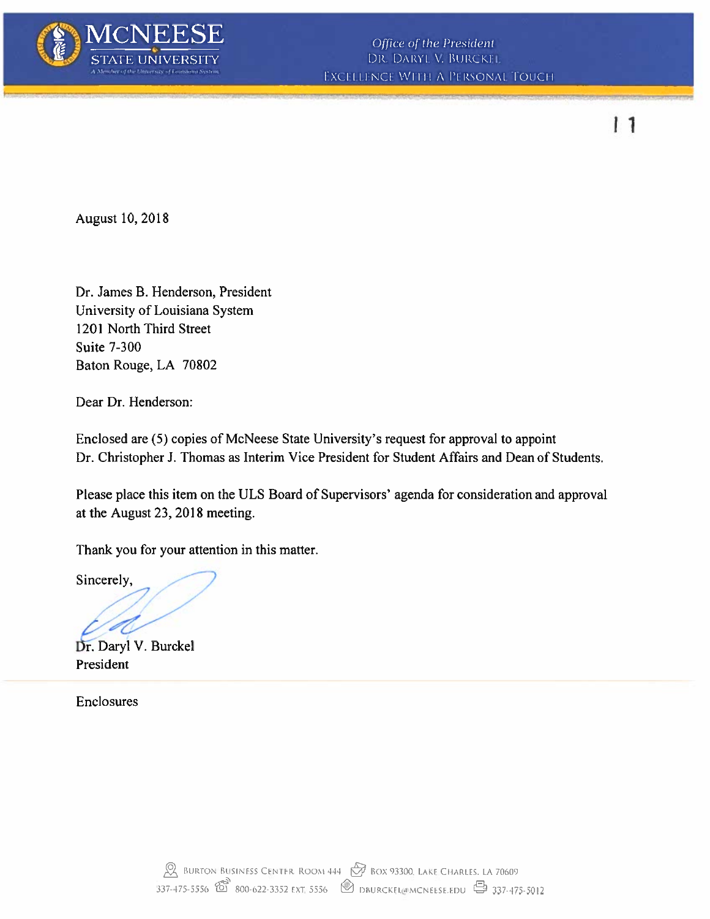**McNEESE STATE UNIVERSITY**
A Member of the University of Louisiana System

*Office of the President*
DR. DARYL V. BURCKEL
EXCELLENCE WITH A PERSONAL TOUCH

11

August 10, 2018

Dr. James B. Henderson, President
University of Louisiana System
1201 North Third Street
Suite 7-300
Baton Rouge, LA 70802

Dear Dr. Henderson:

Enclosed are (5) copies of McNeese State University's request for approval to appoint Dr. Christopher J. Thomas as Interim Vice President for Student Affairs and Dean of Students.

Please place this item on the ULS Board of Supervisors' agenda for consideration and approval at the August 23, 2018 meeting.

Thank you for your attention in this matter.

Sincerely,

Dr. Daryl V. Burckel
President

Enclosures

BURTON BUSINESS CENTER ROOM 444 | BOX 93300, LAKE CHARLES, LA 70609
337-475-5556 | 800-622-3352 EXT. 5556 | DBURCKEL@MCNEESE.EDU | 337-475-5012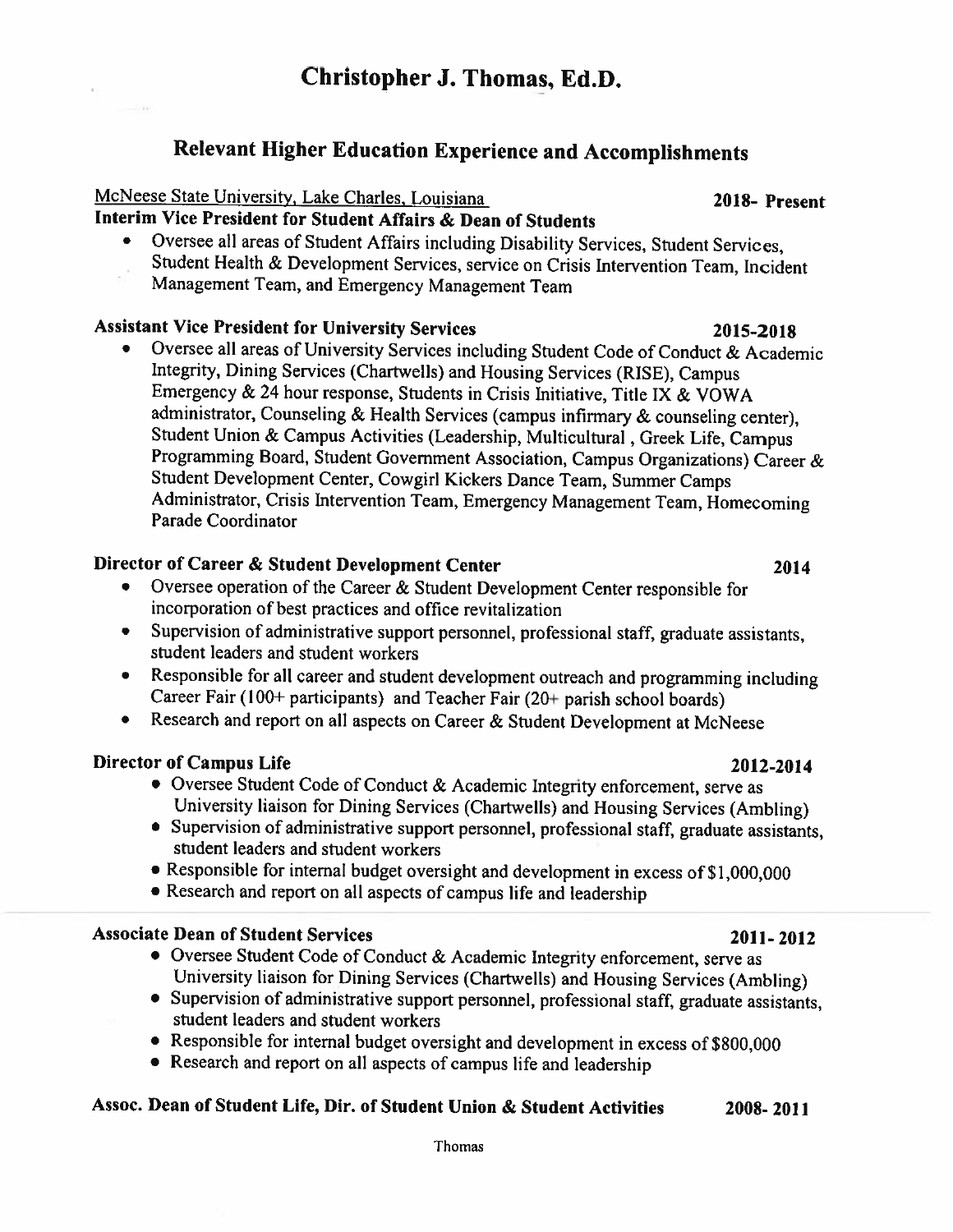# Christopher J. Thomas, Ed.D.

## Relevant Higher Education Experience and Accomplishments

McNeese State University, Lake Charles, Louisiana **2018- Present**

**Interim Vice President for Student Affairs & Dean of Students**

- Oversee all areas of Student Affairs including Disability Services, Student Services, Student Health & Development Services, service on Crisis Intervention Team, Incident Management Team, and Emergency Management Team

**Assistant Vice President for University Services** **2015-2018**

- Oversee all areas of University Services including Student Code of Conduct & Academic Integrity, Dining Services (Chartwells) and Housing Services (RISE), Campus Emergency & 24 hour response, Students in Crisis Initiative, Title IX & VOWA administrator, Counseling & Health Services (campus infirmary & counseling center), Student Union & Campus Activities (Leadership, Multicultural , Greek Life, Campus Programming Board, Student Government Association, Campus Organizations) Career & Student Development Center, Cowgirl Kickers Dance Team, Summer Camps Administrator, Crisis Intervention Team, Emergency Management Team, Homecoming Parade Coordinator

**Director of Career & Student Development Center** **2014**

- Oversee operation of the Career & Student Development Center responsible for incorporation of best practices and office revitalization
- Supervision of administrative support personnel, professional staff, graduate assistants, student leaders and student workers
- Responsible for all career and student development outreach and programming including Career Fair (100+ participants) and Teacher Fair (20+ parish school boards)
- Research and report on all aspects on Career & Student Development at McNeese

**Director of Campus Life** **2012-2014**

- Oversee Student Code of Conduct & Academic Integrity enforcement, serve as University liaison for Dining Services (Chartwells) and Housing Services (Ambling)
- Supervision of administrative support personnel, professional staff, graduate assistants, student leaders and student workers
- Responsible for internal budget oversight and development in excess of $1,000,000
- Research and report on all aspects of campus life and leadership

**Associate Dean of Student Services** **2011- 2012**

- Oversee Student Code of Conduct & Academic Integrity enforcement, serve as University liaison for Dining Services (Chartwells) and Housing Services (Ambling)
- Supervision of administrative support personnel, professional staff, graduate assistants, student leaders and student workers
- Responsible for internal budget oversight and development in excess of $800,000
- Research and report on all aspects of campus life and leadership

**Assoc. Dean of Student Life, Dir. of Student Union & Student Activities** **2008- 2011**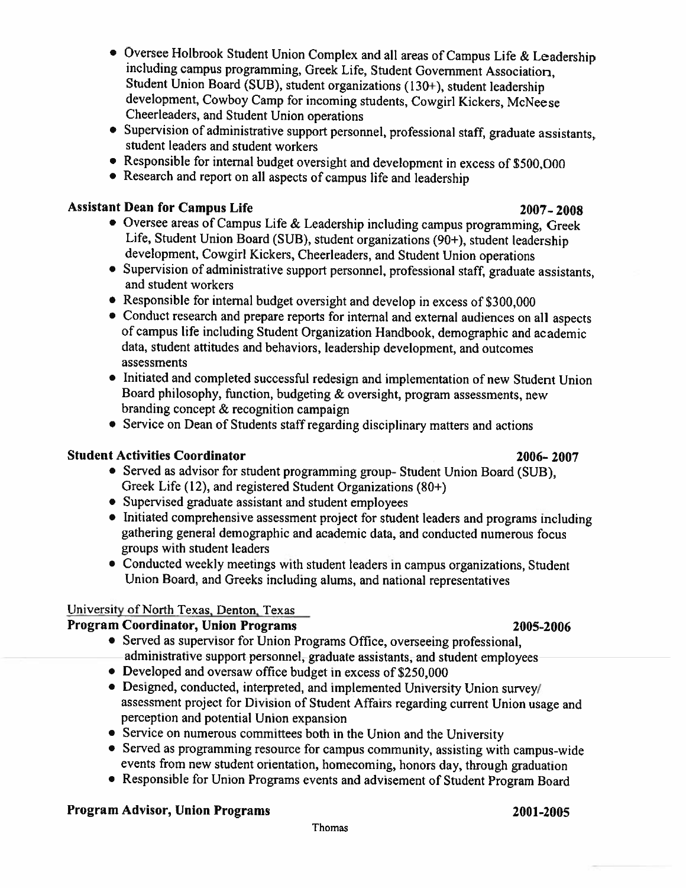- Oversee Holbrook Student Union Complex and all areas of Campus Life & Leadership including campus programming, Greek Life, Student Government Association, Student Union Board (SUB), student organizations (130+), student leadership development, Cowboy Camp for incoming students, Cowgirl Kickers, McNeese Cheerleaders, and Student Union operations
- Supervision of administrative support personnel, professional staff, graduate assistants, student leaders and student workers
- Responsible for internal budget oversight and development in excess of $500,000
- Research and report on all aspects of campus life and leadership

**Assistant Dean for Campus Life** **2007-2008**

- Oversee areas of Campus Life & Leadership including campus programming, Greek Life, Student Union Board (SUB), student organizations (90+), student leadership development, Cowgirl Kickers, Cheerleaders, and Student Union operations
- Supervision of administrative support personnel, professional staff, graduate assistants, and student workers
- Responsible for internal budget oversight and develop in excess of $300,000
- Conduct research and prepare reports for internal and external audiences on all aspects of campus life including Student Organization Handbook, demographic and academic data, student attitudes and behaviors, leadership development, and outcomes assessments
- Initiated and completed successful redesign and implementation of new Student Union Board philosophy, function, budgeting & oversight, program assessments, new branding concept & recognition campaign
- Service on Dean of Students staff regarding disciplinary matters and actions

**Student Activities Coordinator** **2006-2007**

- Served as advisor for student programming group- Student Union Board (SUB), Greek Life (12), and registered Student Organizations (80+)
- Supervised graduate assistant and student employees
- Initiated comprehensive assessment project for student leaders and programs including gathering general demographic and academic data, and conducted numerous focus groups with student leaders
- Conducted weekly meetings with student leaders in campus organizations, Student Union Board, and Greeks including alums, and national representatives

University of North Texas, Denton, Texas

**Program Coordinator, Union Programs** **2005-2006**

- Served as supervisor for Union Programs Office, overseeing professional, administrative support personnel, graduate assistants, and student employees
- Developed and oversaw office budget in excess of $250,000
- Designed, conducted, interpreted, and implemented University Union survey/ assessment project for Division of Student Affairs regarding current Union usage and perception and potential Union expansion
- Service on numerous committees both in the Union and the University
- Served as programming resource for campus community, assisting with campus-wide events from new student orientation, homecoming, honors day, through graduation
- Responsible for Union Programs events and advisement of Student Program Board

**Program Advisor, Union Programs** **2001-2005**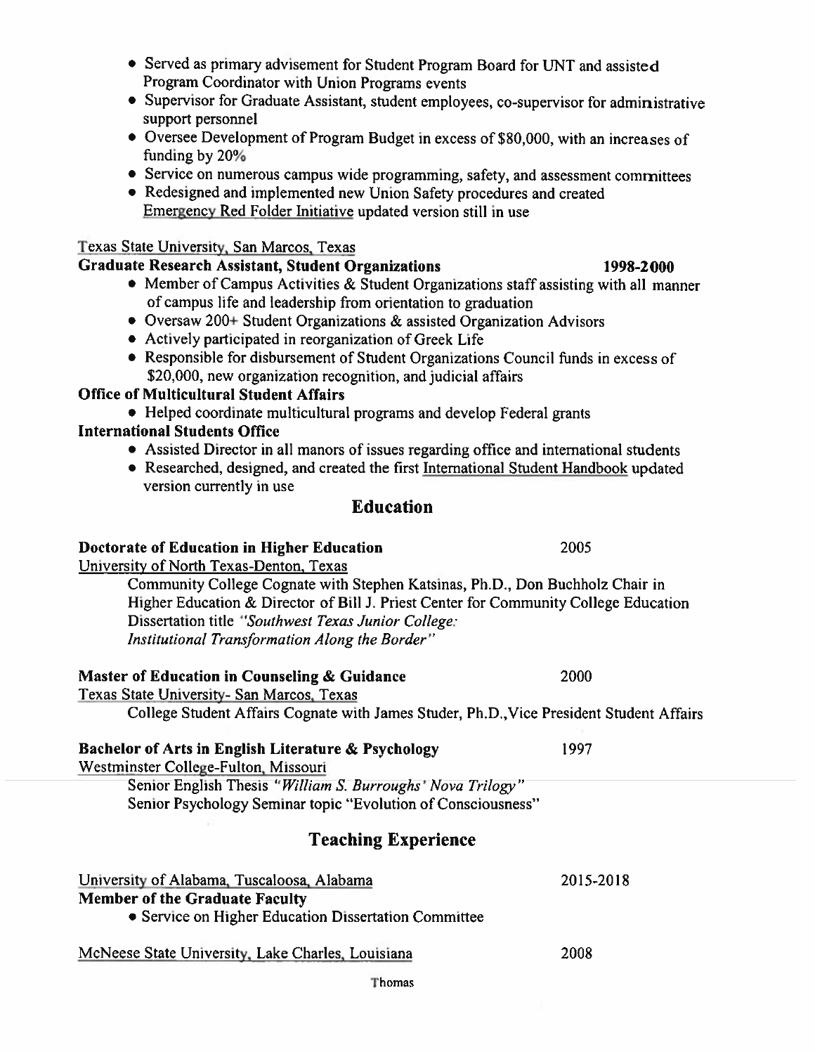- Served as primary advisement for Student Program Board for UNT and assisted Program Coordinator with Union Programs events
- Supervisor for Graduate Assistant, student employees, co-supervisor for administrative support personnel
- Oversee Development of Program Budget in excess of $80,000, with an increases of funding by 20%
- Service on numerous campus wide programming, safety, and assessment committees
- Redesigned and implemented new Union Safety procedures and created Emergency Red Folder Initiative updated version still in use

Texas State University, San Marcos, Texas

**Graduate Research Assistant, Student Organizations** **1998-2000**

- Member of Campus Activities & Student Organizations staff assisting with all manner of campus life and leadership from orientation to graduation
- Oversaw 200+ Student Organizations & assisted Organization Advisors
- Actively participated in reorganization of Greek Life
- Responsible for disbursement of Student Organizations Council funds in excess of $20,000, new organization recognition, and judicial affairs

**Office of Multicultural Student Affairs**

- Helped coordinate multicultural programs and develop Federal grants

**International Students Office**

- Assisted Director in all manors of issues regarding office and international students
- Researched, designed, and created the first International Student Handbook updated version currently in use

## Education

**Doctorate of Education in Higher Education** 2005

University of North Texas-Denton, Texas

Community College Cognate with Stephen Katsinas, Ph.D., Don Buchholz Chair in Higher Education & Director of Bill J. Priest Center for Community College Education

Dissertation title *"Southwest Texas Junior College: Institutional Transformation Along the Border"*

**Master of Education in Counseling & Guidance** 2000

Texas State University- San Marcos, Texas

College Student Affairs Cognate with James Studer, Ph.D.,Vice President Student Affairs

**Bachelor of Arts in English Literature & Psychology** 1997

Westminster College-Fulton, Missouri

Senior English Thesis *"William S. Burroughs' Nova Trilogy"*

Senior Psychology Seminar topic "Evolution of Consciousness"

## Teaching Experience

University of Alabama, Tuscaloosa, Alabama 2015-2018

**Member of the Graduate Faculty**

- Service on Higher Education Dissertation Committee

McNeese State University, Lake Charles, Louisiana 2008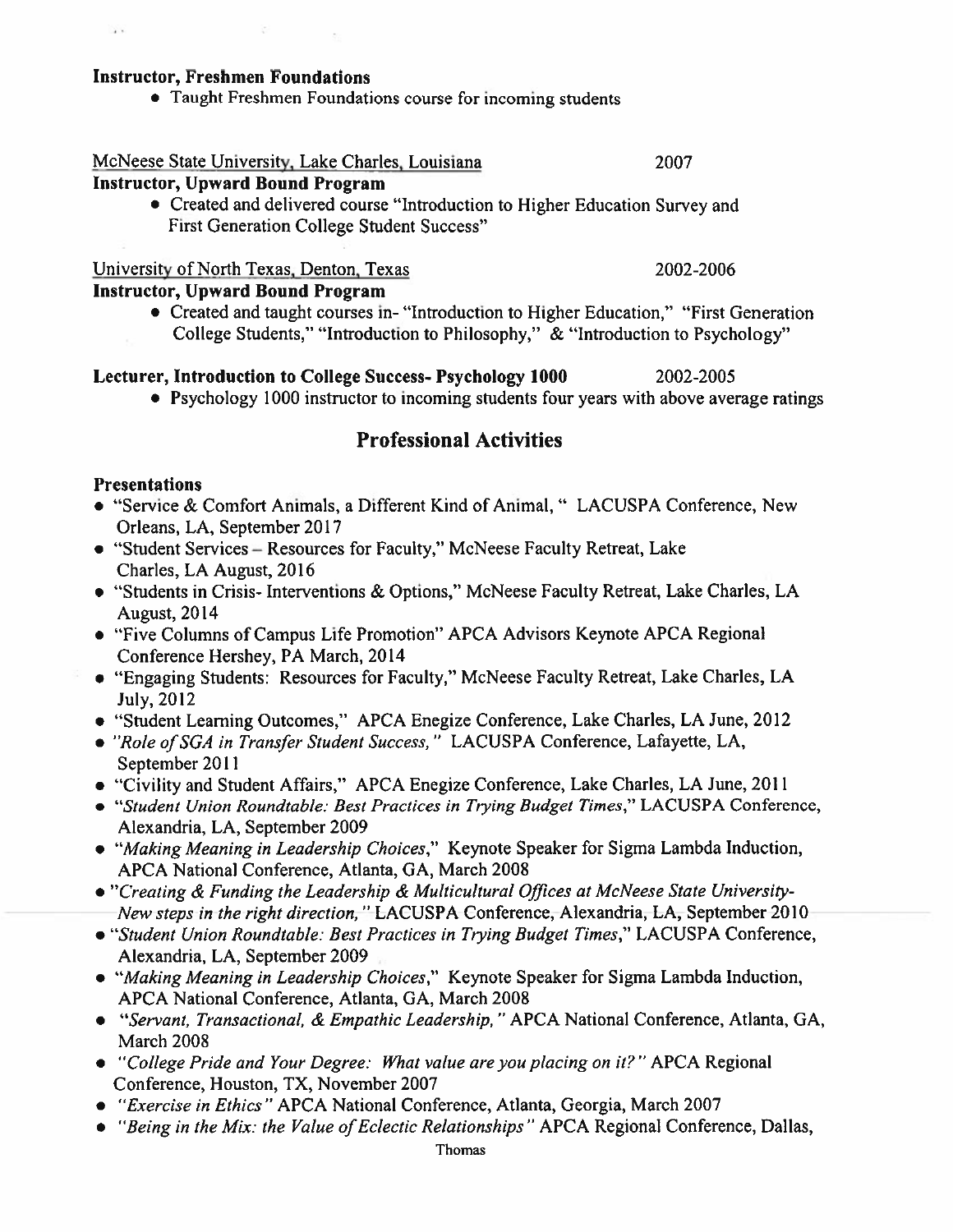**Instructor, Freshmen Foundations**

- Taught Freshmen Foundations course for incoming students

McNeese State University, Lake Charles, Louisiana 2007

**Instructor, Upward Bound Program**

- Created and delivered course "Introduction to Higher Education Survey and First Generation College Student Success"

University of North Texas, Denton, Texas 2002-2006

**Instructor, Upward Bound Program**

- Created and taught courses in- "Introduction to Higher Education," "First Generation College Students," "Introduction to Philosophy," & "Introduction to Psychology"

**Lecturer, Introduction to College Success- Psychology 1000** 2002-2005

- Psychology 1000 instructor to incoming students four years with above average ratings

## Professional Activities

**Presentations**

- "Service & Comfort Animals, a Different Kind of Animal," LACUSPA Conference, New Orleans, LA, September 2017
- "Student Services – Resources for Faculty," McNeese Faculty Retreat, Lake Charles, LA August, 2016
- "Students in Crisis- Interventions & Options," McNeese Faculty Retreat, Lake Charles, LA August, 2014
- "Five Columns of Campus Life Promotion" APCA Advisors Keynote APCA Regional Conference Hershey, PA March, 2014
- "Engaging Students: Resources for Faculty," McNeese Faculty Retreat, Lake Charles, LA July, 2012
- "Student Learning Outcomes," APCA Enegize Conference, Lake Charles, LA June, 2012
- *"Role of SGA in Transfer Student Success,"* LACUSPA Conference, Lafayette, LA, September 2011
- "Civility and Student Affairs," APCA Enegize Conference, Lake Charles, LA June, 2011
- *"Student Union Roundtable: Best Practices in Trying Budget Times,"* LACUSPA Conference, Alexandria, LA, September 2009
- *"Making Meaning in Leadership Choices,"* Keynote Speaker for Sigma Lambda Induction, APCA National Conference, Atlanta, GA, March 2008
- *"Creating & Funding the Leadership & Multicultural Offices at McNeese State University- New steps in the right direction,"* LACUSPA Conference, Alexandria, LA, September 2010
- *"Student Union Roundtable: Best Practices in Trying Budget Times,"* LACUSPA Conference, Alexandria, LA, September 2009
- *"Making Meaning in Leadership Choices,"* Keynote Speaker for Sigma Lambda Induction, APCA National Conference, Atlanta, GA, March 2008
- *"Servant, Transactional, & Empathic Leadership,"* APCA National Conference, Atlanta, GA, March 2008
- *"College Pride and Your Degree: What value are you placing on it?"* APCA Regional Conference, Houston, TX, November 2007
- *"Exercise in Ethics"* APCA National Conference, Atlanta, Georgia, March 2007
- *"Being in the Mix: the Value of Eclectic Relationships"* APCA Regional Conference, Dallas,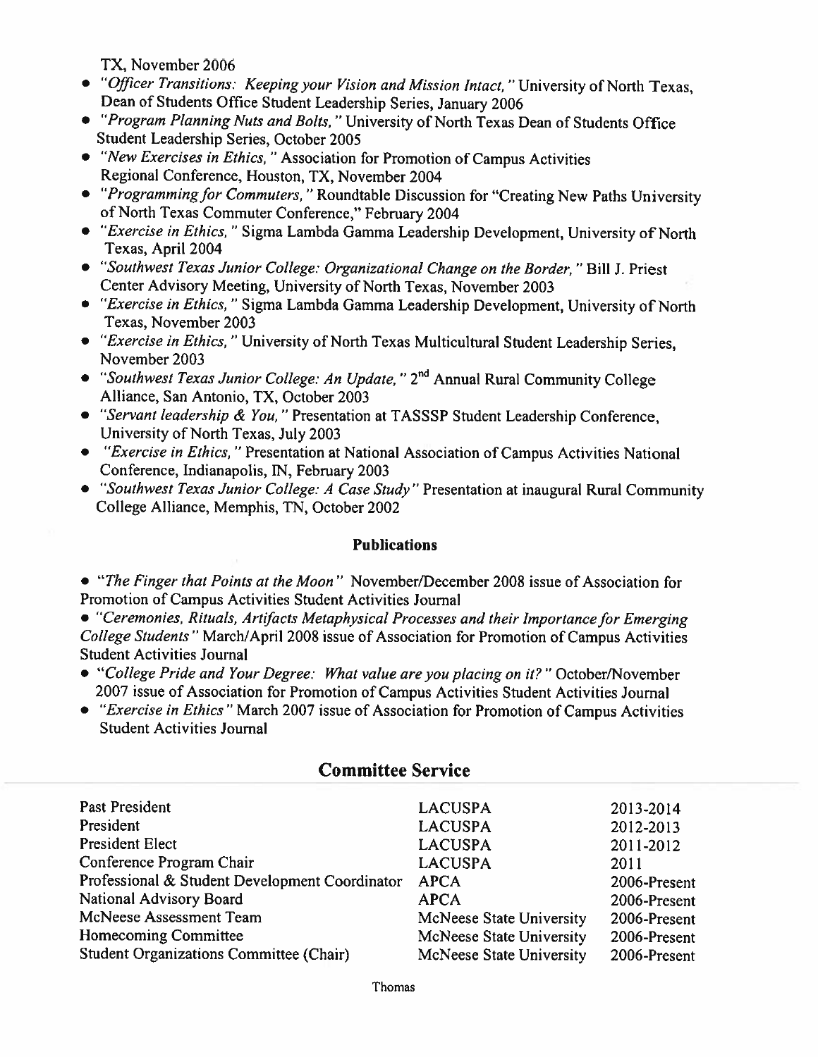TX, November 2006

- *"Officer Transitions: Keeping your Vision and Mission Intact,"* University of North Texas, Dean of Students Office Student Leadership Series, January 2006
- *"Program Planning Nuts and Bolts,"* University of North Texas Dean of Students Office Student Leadership Series, October 2005
- *"New Exercises in Ethics,"* Association for Promotion of Campus Activities Regional Conference, Houston, TX, November 2004
- *"Programming for Commuters,"* Roundtable Discussion for "Creating New Paths University of North Texas Commuter Conference," February 2004
- *"Exercise in Ethics,"* Sigma Lambda Gamma Leadership Development, University of North Texas, April 2004
- *"Southwest Texas Junior College: Organizational Change on the Border,"* Bill J. Priest Center Advisory Meeting, University of North Texas, November 2003
- *"Exercise in Ethics,"* Sigma Lambda Gamma Leadership Development, University of North Texas, November 2003
- *"Exercise in Ethics,"* University of North Texas Multicultural Student Leadership Series, November 2003
- *"Southwest Texas Junior College: An Update,"* 2nd Annual Rural Community College Alliance, San Antonio, TX, October 2003
- *"Servant leadership & You,"* Presentation at TASSSP Student Leadership Conference, University of North Texas, July 2003
- *"Exercise in Ethics,"* Presentation at National Association of Campus Activities National Conference, Indianapolis, IN, February 2003
- *"Southwest Texas Junior College: A Case Study"* Presentation at inaugural Rural Community College Alliance, Memphis, TN, October 2002

### Publications

- *"The Finger that Points at the Moon"* November/December 2008 issue of Association for Promotion of Campus Activities Student Activities Journal
- *"Ceremonies, Rituals, Artifacts Metaphysical Processes and their Importance for Emerging College Students"* March/April 2008 issue of Association for Promotion of Campus Activities Student Activities Journal
- *"College Pride and Your Degree: What value are you placing on it?"* October/November 2007 issue of Association for Promotion of Campus Activities Student Activities Journal
- *"Exercise in Ethics"* March 2007 issue of Association for Promotion of Campus Activities Student Activities Journal

## Committee Service

| | | |
|---|---|---|
| Past President | LACUSPA | 2013-2014 |
| President | LACUSPA | 2012-2013 |
| President Elect | LACUSPA | 2011-2012 |
| Conference Program Chair | LACUSPA | 2011 |
| Professional & Student Development Coordinator | APCA | 2006-Present |
| National Advisory Board | APCA | 2006-Present |
| McNeese Assessment Team | McNeese State University | 2006-Present |
| Homecoming Committee | McNeese State University | 2006-Present |
| Student Organizations Committee (Chair) | McNeese State University | 2006-Present |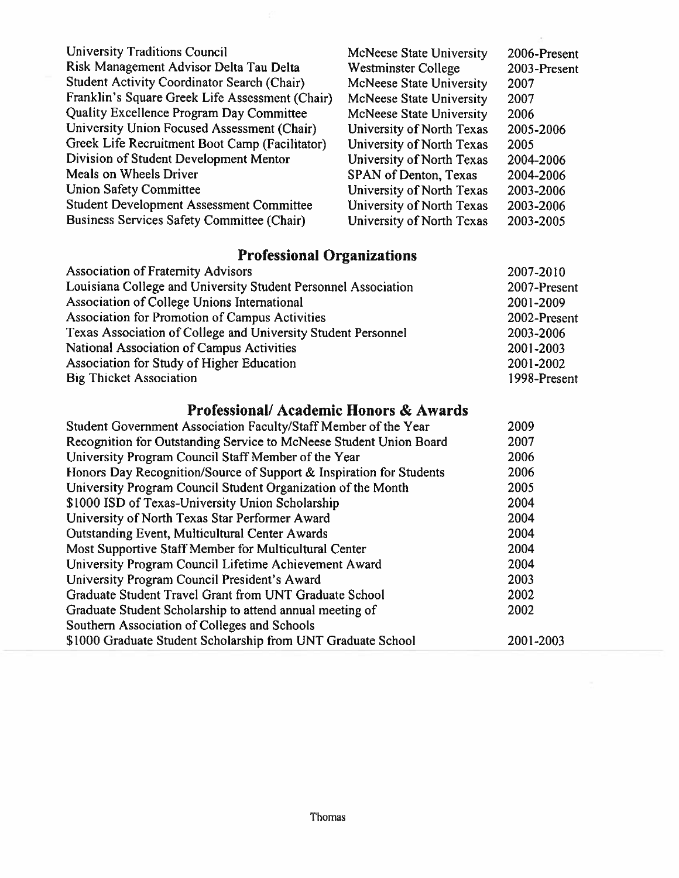| | | |
|---|---|---|
| University Traditions Council | McNeese State University | 2006-Present |
| Risk Management Advisor Delta Tau Delta | Westminster College | 2003-Present |
| Student Activity Coordinator Search (Chair) | McNeese State University | 2007 |
| Franklin's Square Greek Life Assessment (Chair) | McNeese State University | 2007 |
| Quality Excellence Program Day Committee | McNeese State University | 2006 |
| University Union Focused Assessment (Chair) | University of North Texas | 2005-2006 |
| Greek Life Recruitment Boot Camp (Facilitator) | University of North Texas | 2005 |
| Division of Student Development Mentor | University of North Texas | 2004-2006 |
| Meals on Wheels Driver | SPAN of Denton, Texas | 2004-2006 |
| Union Safety Committee | University of North Texas | 2003-2006 |
| Student Development Assessment Committee | University of North Texas | 2003-2006 |
| Business Services Safety Committee (Chair) | University of North Texas | 2003-2005 |

## Professional Organizations

| | |
|---|---|
| Association of Fraternity Advisors | 2007-2010 |
| Louisiana College and University Student Personnel Association | 2007-Present |
| Association of College Unions International | 2001-2009 |
| Association for Promotion of Campus Activities | 2002-Present |
| Texas Association of College and University Student Personnel | 2003-2006 |
| National Association of Campus Activities | 2001-2003 |
| Association for Study of Higher Education | 2001-2002 |
| Big Thicket Association | 1998-Present |

## Professional/ Academic Honors & Awards

| | |
|---|---|
| Student Government Association Faculty/Staff Member of the Year | 2009 |
| Recognition for Outstanding Service to McNeese Student Union Board | 2007 |
| University Program Council Staff Member of the Year | 2006 |
| Honors Day Recognition/Source of Support & Inspiration for Students | 2006 |
| University Program Council Student Organization of the Month | 2005 |
| $1000 ISD of Texas-University Union Scholarship | 2004 |
| University of North Texas Star Performer Award | 2004 |
| Outstanding Event, Multicultural Center Awards | 2004 |
| Most Supportive Staff Member for Multicultural Center | 2004 |
| University Program Council Lifetime Achievement Award | 2004 |
| University Program Council President's Award | 2003 |
| Graduate Student Travel Grant from UNT Graduate School | 2002 |
| Graduate Student Scholarship to attend annual meeting of Southern Association of Colleges and Schools | 2002 |
| $1000 Graduate Student Scholarship from UNT Graduate School | 2001-2003 |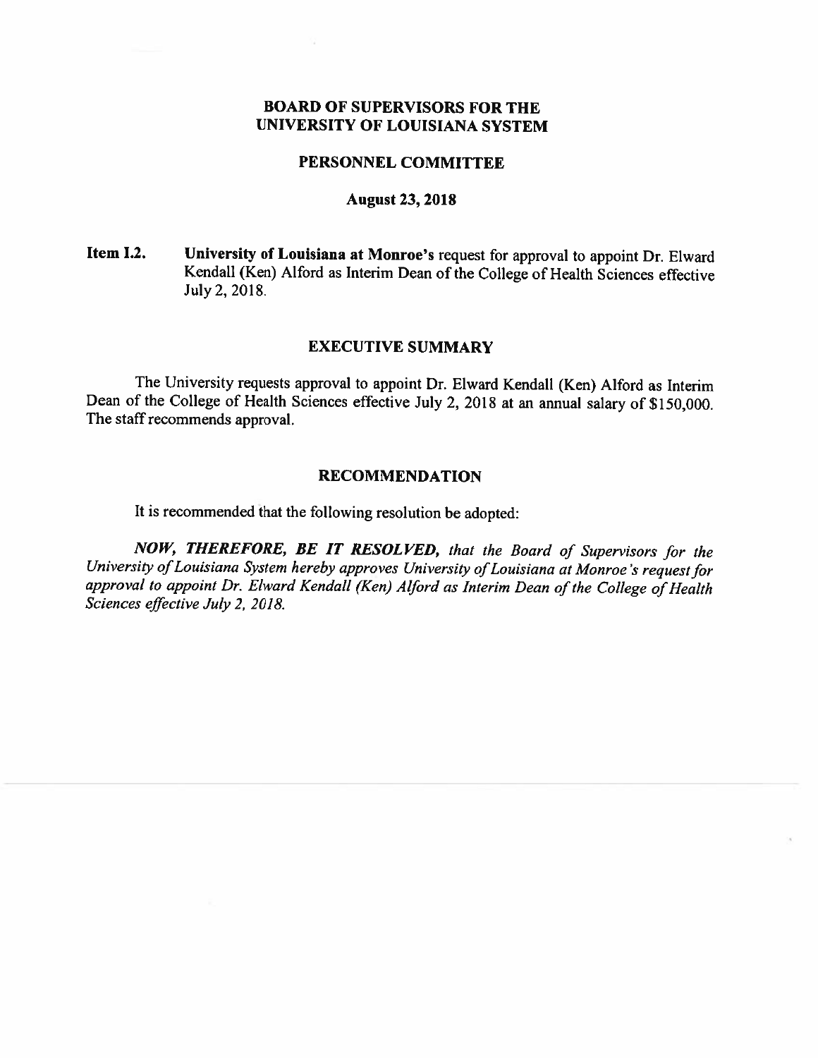# BOARD OF SUPERVISORS FOR THE UNIVERSITY OF LOUISIANA SYSTEM

## PERSONNEL COMMITTEE

### August 23, 2018

**Item I.2.** **University of Louisiana at Monroe's** request for approval to appoint Dr. Elward Kendall (Ken) Alford as Interim Dean of the College of Health Sciences effective July 2, 2018.

## EXECUTIVE SUMMARY

The University requests approval to appoint Dr. Elward Kendall (Ken) Alford as Interim Dean of the College of Health Sciences effective July 2, 2018 at an annual salary of $150,000. The staff recommends approval.

## RECOMMENDATION

It is recommended that the following resolution be adopted:

***NOW, THEREFORE, BE IT RESOLVED,*** *that the Board of Supervisors for the University of Louisiana System hereby approves University of Louisiana at Monroe's request for approval to appoint Dr. Elward Kendall (Ken) Alford as Interim Dean of the College of Health Sciences effective July 2, 2018.*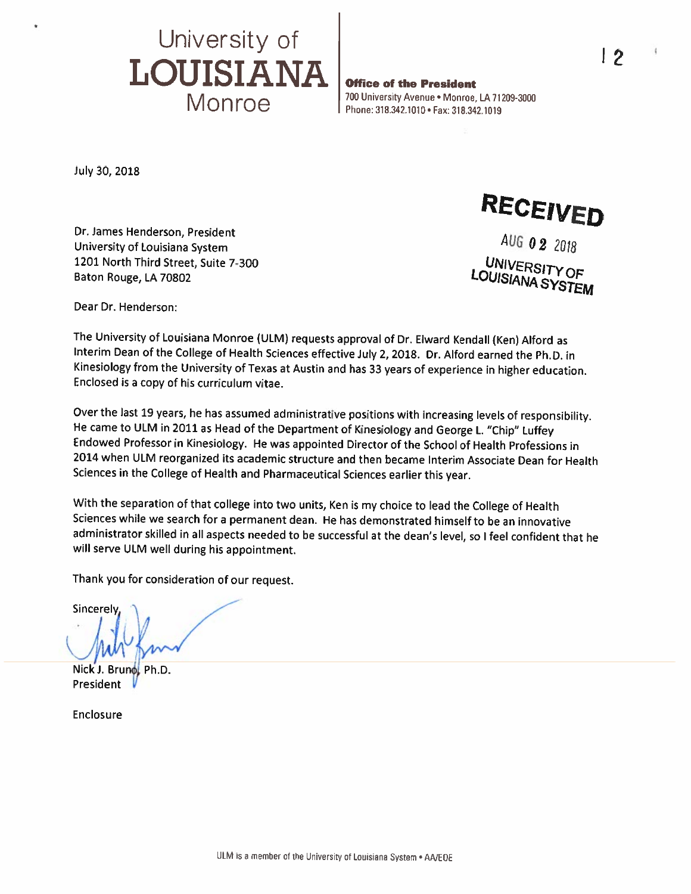University of
**LOUISIANA**
Monroe

**Office of the President**
700 University Avenue • Monroe, LA 71209-3000
Phone: 318.342.1010 • Fax: 318.342.1019

July 30, 2018

**RECEIVED**

AUG 02 2018

UNIVERSITY OF LOUISIANA SYSTEM

Dr. James Henderson, President
University of Louisiana System
1201 North Third Street, Suite 7-300
Baton Rouge, LA 70802

Dear Dr. Henderson:

The University of Louisiana Monroe (ULM) requests approval of Dr. Elward Kendall (Ken) Alford as Interim Dean of the College of Health Sciences effective July 2, 2018. Dr. Alford earned the Ph.D. in Kinesiology from the University of Texas at Austin and has 33 years of experience in higher education. Enclosed is a copy of his curriculum vitae.

Over the last 19 years, he has assumed administrative positions with increasing levels of responsibility. He came to ULM in 2011 as Head of the Department of Kinesiology and George L. "Chip" Luffey Endowed Professor in Kinesiology. He was appointed Director of the School of Health Professions in 2014 when ULM reorganized its academic structure and then became Interim Associate Dean for Health Sciences in the College of Health and Pharmaceutical Sciences earlier this year.

With the separation of that college into two units, Ken is my choice to lead the College of Health Sciences while we search for a permanent dean. He has demonstrated himself to be an innovative administrator skilled in all aspects needed to be successful at the dean's level, so I feel confident that he will serve ULM well during his appointment.

Thank you for consideration of our request.

Sincerely,

Nick J. Bruno, Ph.D.
President

Enclosure

ULM is a member of the University of Louisiana System • AA/EOE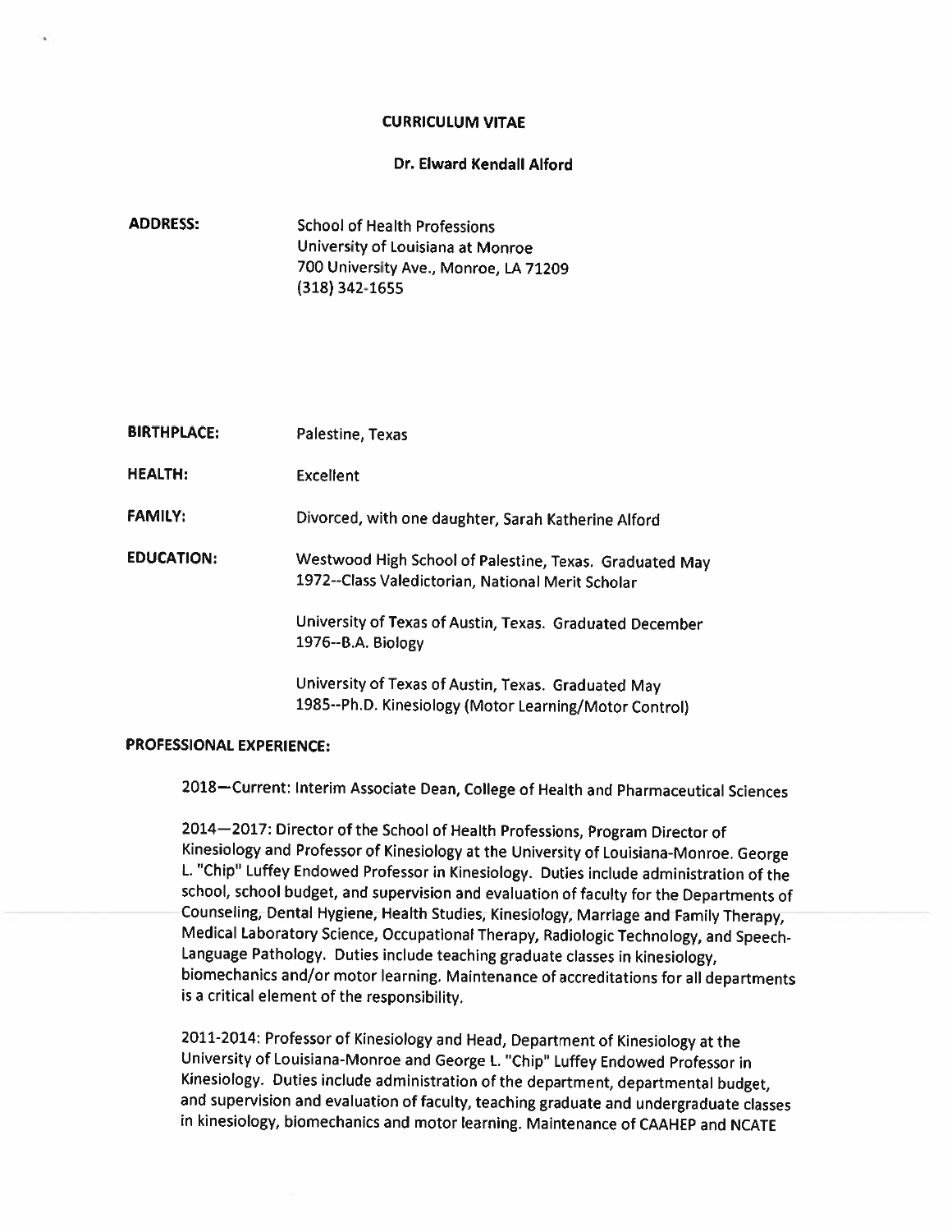# CURRICULUM VITAE

## Dr. Elward Kendall Alford

**ADDRESS:** School of Health Professions
University of Louisiana at Monroe
700 University Ave., Monroe, LA 71209
(318) 342-1655

**BIRTHPLACE:** Palestine, Texas

**HEALTH:** Excellent

**FAMILY:** Divorced, with one daughter, Sarah Katherine Alford

**EDUCATION:** Westwood High School of Palestine, Texas. Graduated May 1972--Class Valedictorian, National Merit Scholar

University of Texas of Austin, Texas. Graduated December 1976--B.A. Biology

University of Texas of Austin, Texas. Graduated May 1985--Ph.D. Kinesiology (Motor Learning/Motor Control)

**PROFESSIONAL EXPERIENCE:**

2018—Current: Interim Associate Dean, College of Health and Pharmaceutical Sciences

2014—2017: Director of the School of Health Professions, Program Director of Kinesiology and Professor of Kinesiology at the University of Louisiana-Monroe. George L. "Chip" Luffey Endowed Professor in Kinesiology. Duties include administration of the school, school budget, and supervision and evaluation of faculty for the Departments of Counseling, Dental Hygiene, Health Studies, Kinesiology, Marriage and Family Therapy, Medical Laboratory Science, Occupational Therapy, Radiologic Technology, and Speech-Language Pathology. Duties include teaching graduate classes in kinesiology, biomechanics and/or motor learning. Maintenance of accreditations for all departments is a critical element of the responsibility.

2011-2014: Professor of Kinesiology and Head, Department of Kinesiology at the University of Louisiana-Monroe and George L. "Chip" Luffey Endowed Professor in Kinesiology. Duties include administration of the department, departmental budget, and supervision and evaluation of faculty, teaching graduate and undergraduate classes in kinesiology, biomechanics and motor learning. Maintenance of CAAHEP and NCATE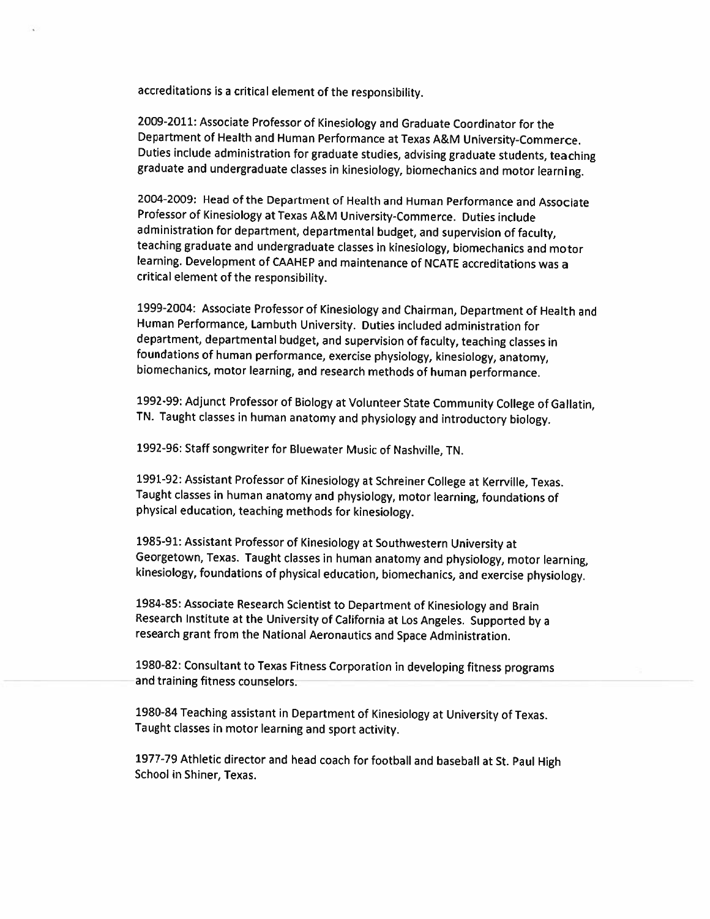accreditations is a critical element of the responsibility.

2009-2011: Associate Professor of Kinesiology and Graduate Coordinator for the Department of Health and Human Performance at Texas A&M University-Commerce. Duties include administration for graduate studies, advising graduate students, teaching graduate and undergraduate classes in kinesiology, biomechanics and motor learning.

2004-2009: Head of the Department of Health and Human Performance and Associate Professor of Kinesiology at Texas A&M University-Commerce. Duties include administration for department, departmental budget, and supervision of faculty, teaching graduate and undergraduate classes in kinesiology, biomechanics and motor learning. Development of CAAHEP and maintenance of NCATE accreditations was a critical element of the responsibility.

1999-2004: Associate Professor of Kinesiology and Chairman, Department of Health and Human Performance, Lambuth University. Duties included administration for department, departmental budget, and supervision of faculty, teaching classes in foundations of human performance, exercise physiology, kinesiology, anatomy, biomechanics, motor learning, and research methods of human performance.

1992-99: Adjunct Professor of Biology at Volunteer State Community College of Gallatin, TN. Taught classes in human anatomy and physiology and introductory biology.

1992-96: Staff songwriter for Bluewater Music of Nashville, TN.

1991-92: Assistant Professor of Kinesiology at Schreiner College at Kerrville, Texas. Taught classes in human anatomy and physiology, motor learning, foundations of physical education, teaching methods for kinesiology.

1985-91: Assistant Professor of Kinesiology at Southwestern University at Georgetown, Texas. Taught classes in human anatomy and physiology, motor learning, kinesiology, foundations of physical education, biomechanics, and exercise physiology.

1984-85: Associate Research Scientist to Department of Kinesiology and Brain Research Institute at the University of California at Los Angeles. Supported by a research grant from the National Aeronautics and Space Administration.

1980-82: Consultant to Texas Fitness Corporation in developing fitness programs and training fitness counselors.

1980-84 Teaching assistant in Department of Kinesiology at University of Texas. Taught classes in motor learning and sport activity.

1977-79 Athletic director and head coach for football and baseball at St. Paul High School in Shiner, Texas.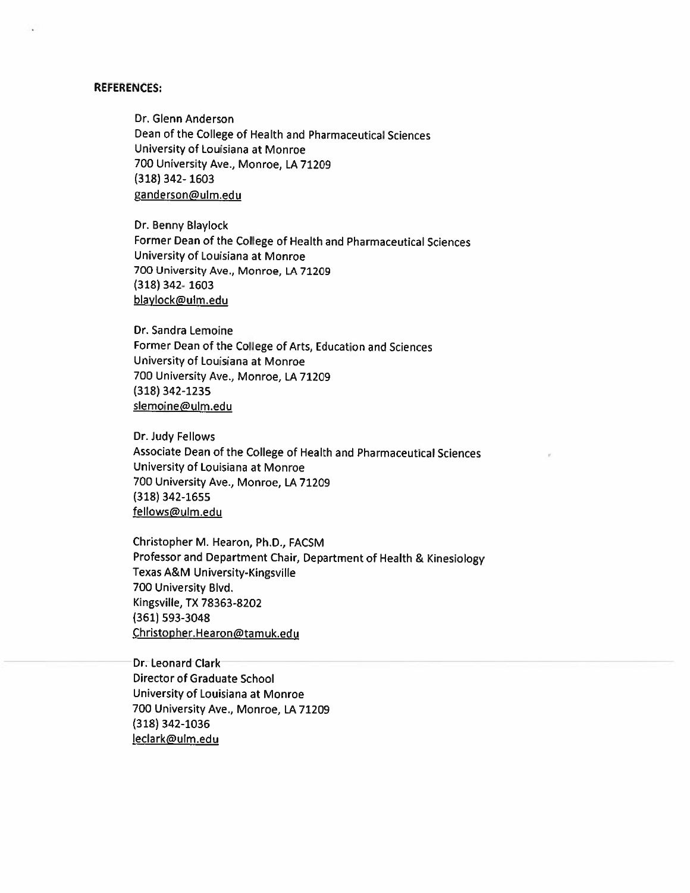**REFERENCES:**

Dr. Glenn Anderson
Dean of the College of Health and Pharmaceutical Sciences
University of Louisiana at Monroe
700 University Ave., Monroe, LA 71209
(318) 342- 1603
ganderson@ulm.edu

Dr. Benny Blaylock
Former Dean of the College of Health and Pharmaceutical Sciences
University of Louisiana at Monroe
700 University Ave., Monroe, LA 71209
(318) 342- 1603
blaylock@ulm.edu

Dr. Sandra Lemoine
Former Dean of the College of Arts, Education and Sciences
University of Louisiana at Monroe
700 University Ave., Monroe, LA 71209
(318) 342-1235
slemoine@ulm.edu

Dr. Judy Fellows
Associate Dean of the College of Health and Pharmaceutical Sciences
University of Louisiana at Monroe
700 University Ave., Monroe, LA 71209
(318) 342-1655
fellows@ulm.edu

Christopher M. Hearon, Ph.D., FACSM
Professor and Department Chair, Department of Health & Kinesiology
Texas A&M University-Kingsville
700 University Blvd.
Kingsville, TX 78363-8202
(361) 593-3048
Christopher.Hearon@tamuk.edu

Dr. Leonard Clark
Director of Graduate School
University of Louisiana at Monroe
700 University Ave., Monroe, LA 71209
(318) 342-1036
leclark@ulm.edu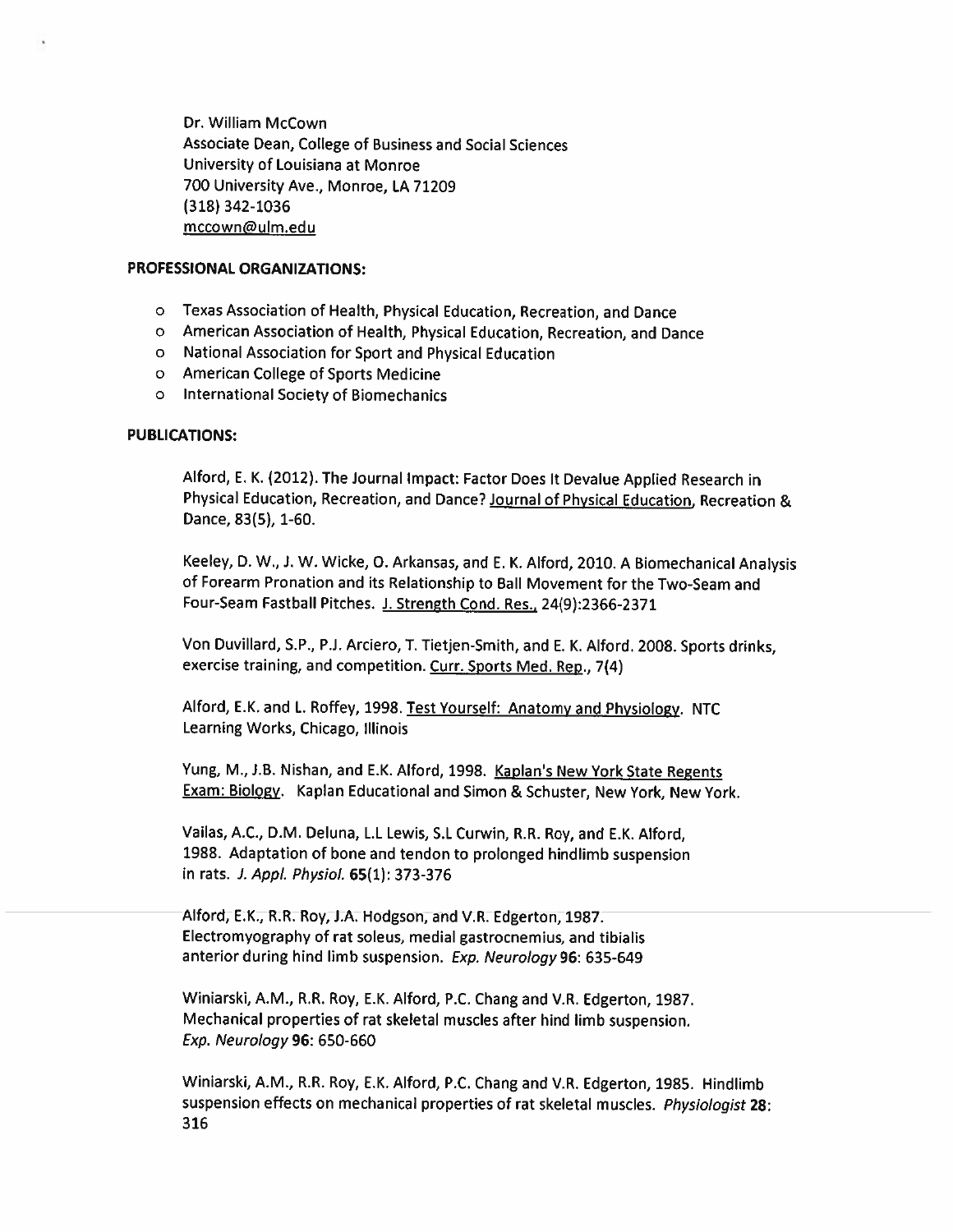Dr. William McCown
Associate Dean, College of Business and Social Sciences
University of Louisiana at Monroe
700 University Ave., Monroe, LA 71209
(318) 342-1036
mccown@ulm.edu

**PROFESSIONAL ORGANIZATIONS:**

- Texas Association of Health, Physical Education, Recreation, and Dance
- American Association of Health, Physical Education, Recreation, and Dance
- National Association for Sport and Physical Education
- American College of Sports Medicine
- International Society of Biomechanics

**PUBLICATIONS:**

Alford, E. K. (2012). The Journal Impact: Factor Does It Devalue Applied Research in Physical Education, Recreation, and Dance? Journal of Physical Education, Recreation & Dance, 83(5), 1-60.

Keeley, D. W., J. W. Wicke, O. Arkansas, and E. K. Alford, 2010. A Biomechanical Analysis of Forearm Pronation and its Relationship to Ball Movement for the Two-Seam and Four-Seam Fastball Pitches. J. Strength Cond. Res., 24(9):2366-2371

Von Duvillard, S.P., P.J. Arciero, T. Tietjen-Smith, and E. K. Alford. 2008. Sports drinks, exercise training, and competition. Curr. Sports Med. Rep., 7(4)

Alford, E.K. and L. Roffey, 1998. Test Yourself: Anatomy and Physiology. NTC Learning Works, Chicago, Illinois

Yung, M., J.B. Nishan, and E.K. Alford, 1998. Kaplan's New York State Regents Exam: Biology. Kaplan Educational and Simon & Schuster, New York, New York.

Vailas, A.C., D.M. Deluna, L.L Lewis, S.L Curwin, R.R. Roy, and E.K. Alford, 1988. Adaptation of bone and tendon to prolonged hindlimb suspension in rats. *J. Appl. Physiol.* **65**(1): 373-376

Alford, E.K., R.R. Roy, J.A. Hodgson, and V.R. Edgerton, 1987. Electromyography of rat soleus, medial gastrocnemius, and tibialis anterior during hind limb suspension. *Exp. Neurology* **96**: 635-649

Winiarski, A.M., R.R. Roy, E.K. Alford, P.C. Chang and V.R. Edgerton, 1987. Mechanical properties of rat skeletal muscles after hind limb suspension. *Exp. Neurology* **96**: 650-660

Winiarski, A.M., R.R. Roy, E.K. Alford, P.C. Chang and V.R. Edgerton, 1985. Hindlimb suspension effects on mechanical properties of rat skeletal muscles. *Physiologist* **28**: 316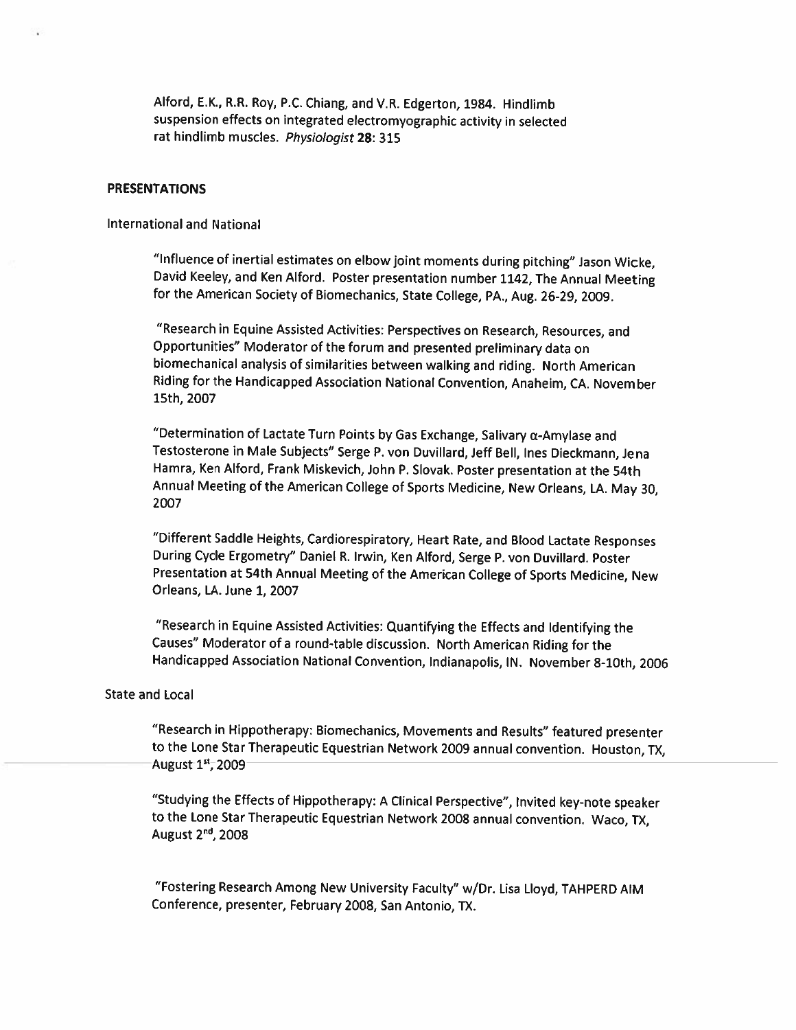Alford, E.K., R.R. Roy, P.C. Chiang, and V.R. Edgerton, 1984. Hindlimb suspension effects on integrated electromyographic activity in selected rat hindlimb muscles. *Physiologist* **28**: 315

## PRESENTATIONS

### International and National

"Influence of inertial estimates on elbow joint moments during pitching" Jason Wicke, David Keeley, and Ken Alford. Poster presentation number 1142, The Annual Meeting for the American Society of Biomechanics, State College, PA., Aug. 26-29, 2009.

"Research in Equine Assisted Activities: Perspectives on Research, Resources, and Opportunities" Moderator of the forum and presented preliminary data on biomechanical analysis of similarities between walking and riding. North American Riding for the Handicapped Association National Convention, Anaheim, CA. November 15th, 2007

"Determination of Lactate Turn Points by Gas Exchange, Salivary α-Amylase and Testosterone in Male Subjects" Serge P. von Duvillard, Jeff Bell, Ines Dieckmann, Jena Hamra, Ken Alford, Frank Miskevich, John P. Slovak. Poster presentation at the 54th Annual Meeting of the American College of Sports Medicine, New Orleans, LA. May 30, 2007

"Different Saddle Heights, Cardiorespiratory, Heart Rate, and Blood Lactate Responses During Cycle Ergometry" Daniel R. Irwin, Ken Alford, Serge P. von Duvillard. Poster Presentation at 54th Annual Meeting of the American College of Sports Medicine, New Orleans, LA. June 1, 2007

"Research in Equine Assisted Activities: Quantifying the Effects and Identifying the Causes" Moderator of a round-table discussion. North American Riding for the Handicapped Association National Convention, Indianapolis, IN. November 8-10th, 2006

### State and Local

"Research in Hippotherapy: Biomechanics, Movements and Results" featured presenter to the Lone Star Therapeutic Equestrian Network 2009 annual convention. Houston, TX, August 1st, 2009

"Studying the Effects of Hippotherapy: A Clinical Perspective", Invited key-note speaker to the Lone Star Therapeutic Equestrian Network 2008 annual convention. Waco, TX, August 2nd, 2008

"Fostering Research Among New University Faculty" w/Dr. Lisa Lloyd, TAHPERD AIM Conference, presenter, February 2008, San Antonio, TX.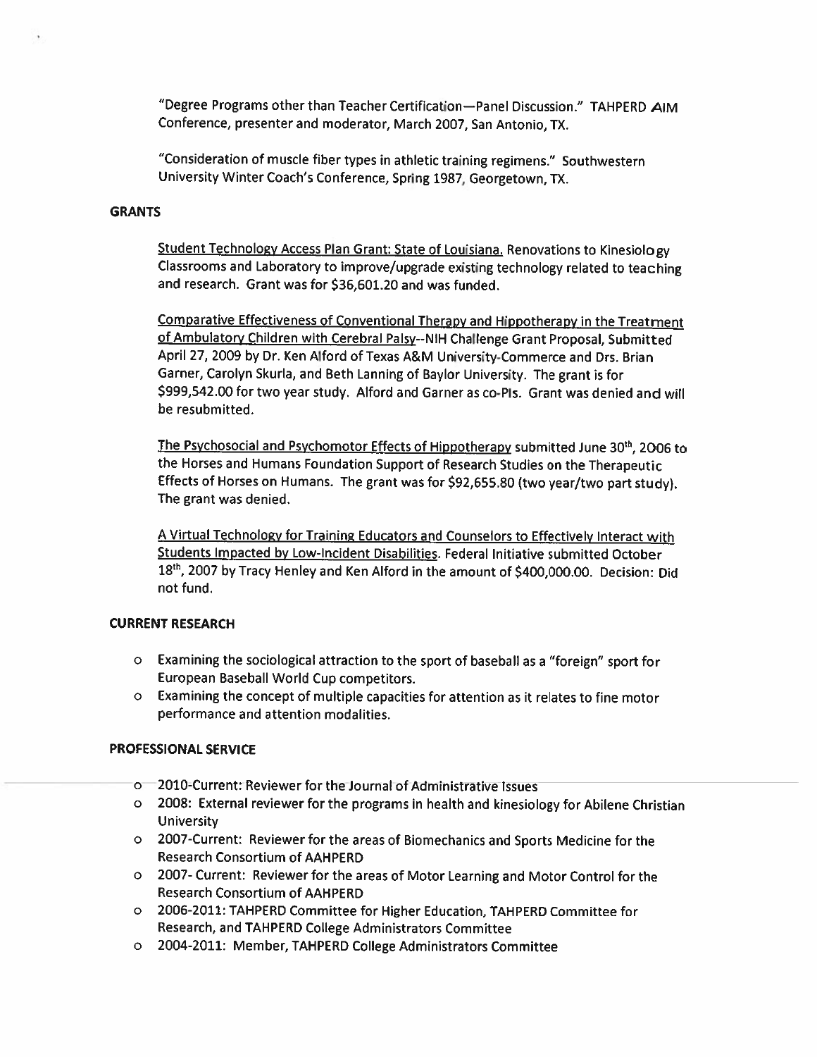"Degree Programs other than Teacher Certification—Panel Discussion." TAHPERD AIM Conference, presenter and moderator, March 2007, San Antonio, TX.

"Consideration of muscle fiber types in athletic training regimens." Southwestern University Winter Coach's Conference, Spring 1987, Georgetown, TX.

## GRANTS

Student Technology Access Plan Grant: State of Louisiana. Renovations to Kinesiology Classrooms and Laboratory to improve/upgrade existing technology related to teaching and research. Grant was for $36,601.20 and was funded.

Comparative Effectiveness of Conventional Therapy and Hippotherapy in the Treatment of Ambulatory Children with Cerebral Palsy--NIH Challenge Grant Proposal, Submitted April 27, 2009 by Dr. Ken Alford of Texas A&M University-Commerce and Drs. Brian Garner, Carolyn Skurla, and Beth Lanning of Baylor University. The grant is for $999,542.00 for two year study. Alford and Garner as co-PIs. Grant was denied and will be resubmitted.

The Psychosocial and Psychomotor Effects of Hippotherapy submitted June 30th, 2006 to the Horses and Humans Foundation Support of Research Studies on the Therapeutic Effects of Horses on Humans. The grant was for $92,655.80 (two year/two part study). The grant was denied.

A Virtual Technology for Training Educators and Counselors to Effectively Interact with Students Impacted by Low-Incident Disabilities. Federal Initiative submitted October 18th, 2007 by Tracy Henley and Ken Alford in the amount of $400,000.00. Decision: Did not fund.

## CURRENT RESEARCH

- Examining the sociological attraction to the sport of baseball as a "foreign" sport for European Baseball World Cup competitors.
- Examining the concept of multiple capacities for attention as it relates to fine motor performance and attention modalities.

## PROFESSIONAL SERVICE

- 2010-Current: Reviewer for the Journal of Administrative Issues
- 2008: External reviewer for the programs in health and kinesiology for Abilene Christian University
- 2007-Current: Reviewer for the areas of Biomechanics and Sports Medicine for the Research Consortium of AAHPERD
- 2007- Current: Reviewer for the areas of Motor Learning and Motor Control for the Research Consortium of AAHPERD
- 2006-2011: TAHPERD Committee for Higher Education, TAHPERD Committee for Research, and TAHPERD College Administrators Committee
- 2004-2011: Member, TAHPERD College Administrators Committee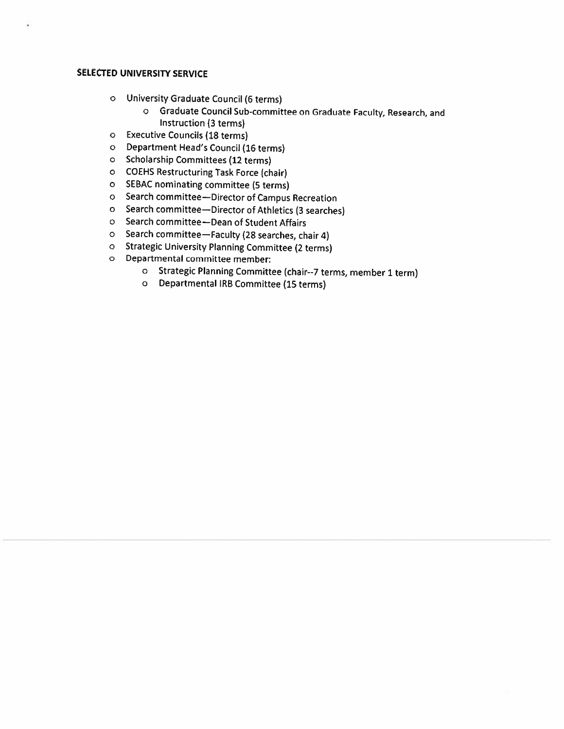**SELECTED UNIVERSITY SERVICE**

- University Graduate Council (6 terms)
  - Graduate Council Sub-committee on Graduate Faculty, Research, and Instruction (3 terms)
- Executive Councils (18 terms)
- Department Head's Council (16 terms)
- Scholarship Committees (12 terms)
- COEHS Restructuring Task Force (chair)
- SEBAC nominating committee (5 terms)
- Search committee—Director of Campus Recreation
- Search committee—Director of Athletics (3 searches)
- Search committee—Dean of Student Affairs
- Search committee—Faculty (28 searches, chair 4)
- Strategic University Planning Committee (2 terms)
- Departmental committee member:
  - Strategic Planning Committee (chair--7 terms, member 1 term)
  - Departmental IRB Committee (15 terms)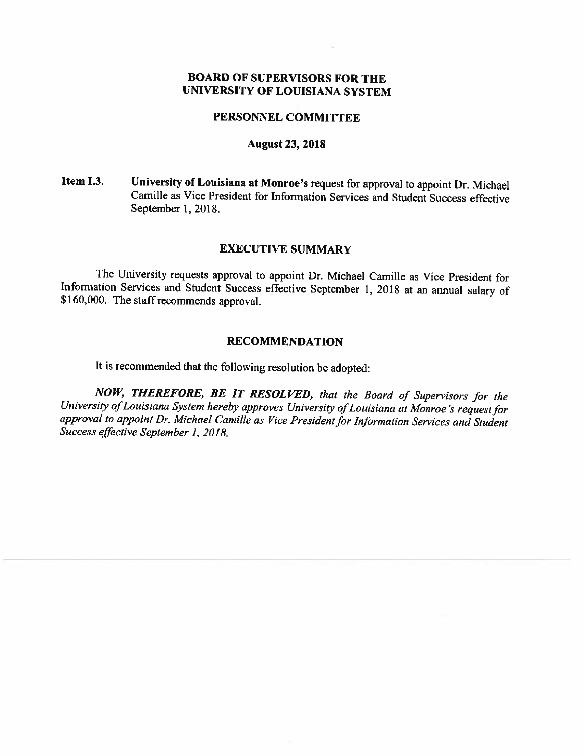**BOARD OF SUPERVISORS FOR THE UNIVERSITY OF LOUISIANA SYSTEM**

**PERSONNEL COMMITTEE**

**August 23, 2018**

**Item I.3.** **University of Louisiana at Monroe's** request for approval to appoint Dr. Michael Camille as Vice President for Information Services and Student Success effective September 1, 2018.

## EXECUTIVE SUMMARY

The University requests approval to appoint Dr. Michael Camille as Vice President for Information Services and Student Success effective September 1, 2018 at an annual salary of $160,000. The staff recommends approval.

## RECOMMENDATION

It is recommended that the following resolution be adopted:

***NOW, THEREFORE, BE IT RESOLVED,*** *that the Board of Supervisors for the University of Louisiana System hereby approves University of Louisiana at Monroe's request for approval to appoint Dr. Michael Camille as Vice President for Information Services and Student Success effective September 1, 2018.*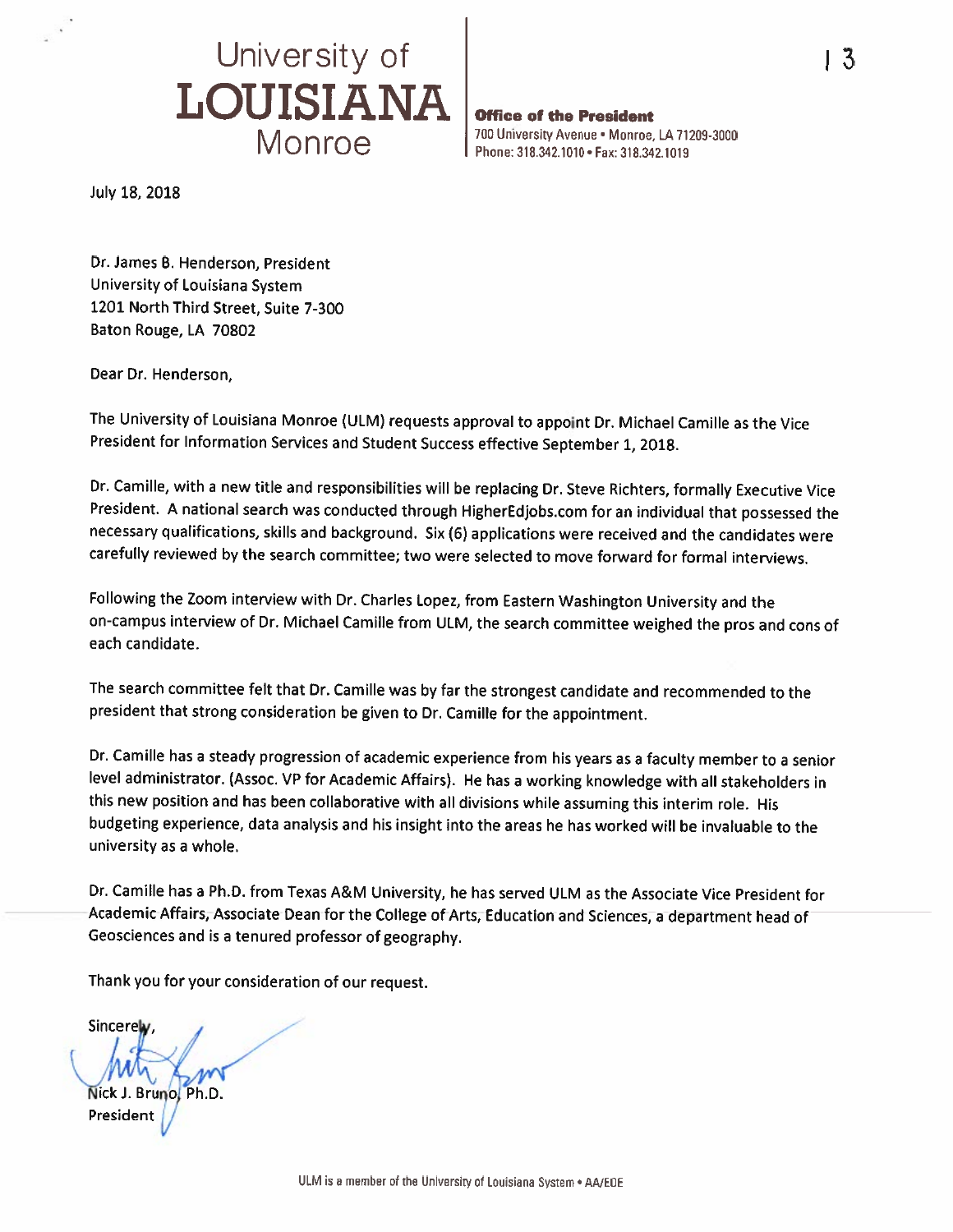University of **LOUISIANA** Monroe

**Office of the President**
700 University Avenue • Monroe, LA 71209-3000
Phone: 318.342.1010 • Fax: 318.342.1019

July 18, 2018

Dr. James B. Henderson, President
University of Louisiana System
1201 North Third Street, Suite 7-300
Baton Rouge, LA 70802

Dear Dr. Henderson,

The University of Louisiana Monroe (ULM) requests approval to appoint Dr. Michael Camille as the Vice President for Information Services and Student Success effective September 1, 2018.

Dr. Camille, with a new title and responsibilities will be replacing Dr. Steve Richters, formally Executive Vice President. A national search was conducted through HigherEdjobs.com for an individual that possessed the necessary qualifications, skills and background. Six (6) applications were received and the candidates were carefully reviewed by the search committee; two were selected to move forward for formal interviews.

Following the Zoom interview with Dr. Charles Lopez, from Eastern Washington University and the on-campus interview of Dr. Michael Camille from ULM, the search committee weighed the pros and cons of each candidate.

The search committee felt that Dr. Camille was by far the strongest candidate and recommended to the president that strong consideration be given to Dr. Camille for the appointment.

Dr. Camille has a steady progression of academic experience from his years as a faculty member to a senior level administrator. (Assoc. VP for Academic Affairs). He has a working knowledge with all stakeholders in this new position and has been collaborative with all divisions while assuming this interim role. His budgeting experience, data analysis and his insight into the areas he has worked will be invaluable to the university as a whole.

Dr. Camille has a Ph.D. from Texas A&M University, he has served ULM as the Associate Vice President for Academic Affairs, Associate Dean for the College of Arts, Education and Sciences, a department head of Geosciences and is a tenured professor of geography.

Thank you for your consideration of our request.

Sincerely,

Nick J. Bruno, Ph.D.
President

ULM is a member of the University of Louisiana System • AA/EOE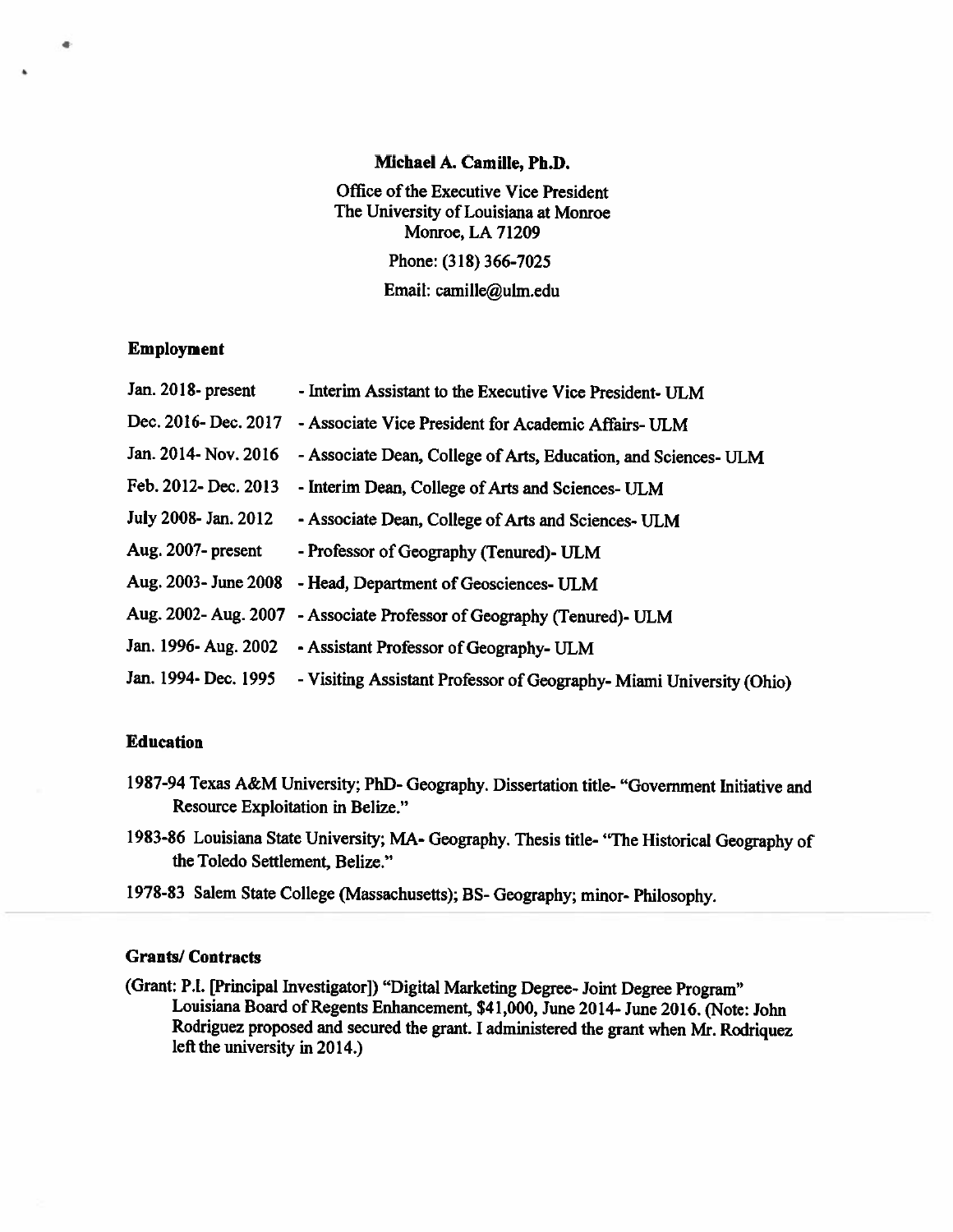**Michael A. Camille, Ph.D.**

Office of the Executive Vice President
The University of Louisiana at Monroe
Monroe, LA 71209
Phone: (318) 366-7025
Email: camille@ulm.edu

## Employment

| | |
|---|---|
| Jan. 2018- present | - Interim Assistant to the Executive Vice President- ULM |
| Dec. 2016- Dec. 2017 | - Associate Vice President for Academic Affairs- ULM |
| Jan. 2014- Nov. 2016 | - Associate Dean, College of Arts, Education, and Sciences- ULM |
| Feb. 2012- Dec. 2013 | - Interim Dean, College of Arts and Sciences- ULM |
| July 2008- Jan. 2012 | - Associate Dean, College of Arts and Sciences- ULM |
| Aug. 2007- present | - Professor of Geography (Tenured)- ULM |
| Aug. 2003- June 2008 | - Head, Department of Geosciences- ULM |
| Aug. 2002- Aug. 2007 | - Associate Professor of Geography (Tenured)- ULM |
| Jan. 1996- Aug. 2002 | - Assistant Professor of Geography- ULM |
| Jan. 1994- Dec. 1995 | - Visiting Assistant Professor of Geography- Miami University (Ohio) |

## Education

1987-94 Texas A&M University; PhD- Geography. Dissertation title- "Government Initiative and Resource Exploitation in Belize."

1983-86 Louisiana State University; MA- Geography. Thesis title- "The Historical Geography of the Toledo Settlement, Belize."

1978-83 Salem State College (Massachusetts); BS- Geography; minor- Philosophy.

## Grants/ Contracts

(Grant: P.I. [Principal Investigator]) "Digital Marketing Degree- Joint Degree Program" Louisiana Board of Regents Enhancement, $41,000, June 2014- June 2016. (Note: John Rodriguez proposed and secured the grant. I administered the grant when Mr. Rodriquez left the university in 2014.)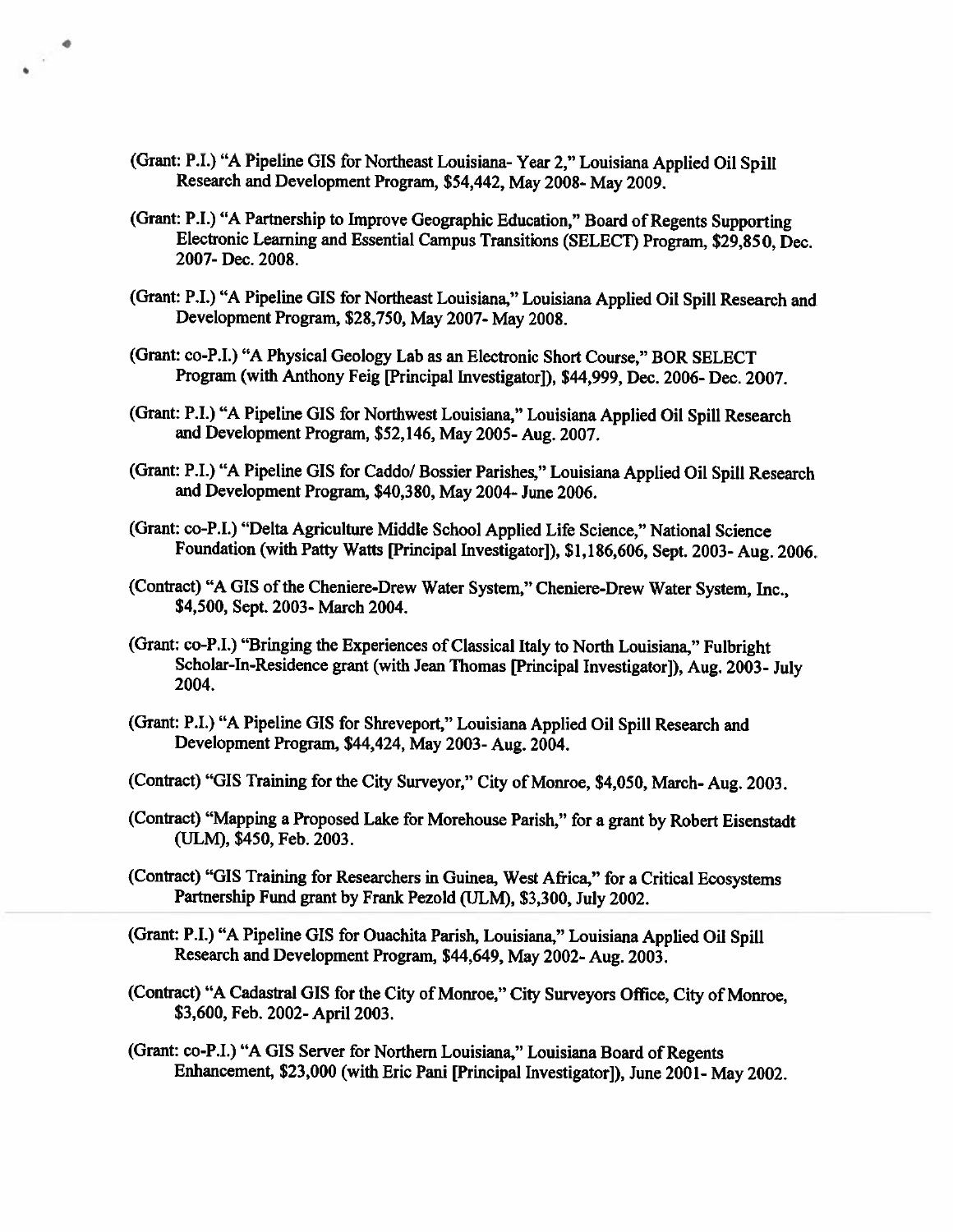(Grant: P.I.) "A Pipeline GIS for Northeast Louisiana- Year 2," Louisiana Applied Oil Spill Research and Development Program, $54,442, May 2008- May 2009.

(Grant: P.I.) "A Partnership to Improve Geographic Education," Board of Regents Supporting Electronic Learning and Essential Campus Transitions (SELECT) Program, $29,850, Dec. 2007- Dec. 2008.

(Grant: P.I.) "A Pipeline GIS for Northeast Louisiana," Louisiana Applied Oil Spill Research and Development Program, $28,750, May 2007- May 2008.

(Grant: co-P.I.) "A Physical Geology Lab as an Electronic Short Course," BOR SELECT Program (with Anthony Feig [Principal Investigator]), $44,999, Dec. 2006- Dec. 2007.

(Grant: P.I.) "A Pipeline GIS for Northwest Louisiana," Louisiana Applied Oil Spill Research and Development Program, $52,146, May 2005- Aug. 2007.

(Grant: P.I.) "A Pipeline GIS for Caddo/ Bossier Parishes," Louisiana Applied Oil Spill Research and Development Program, $40,380, May 2004- June 2006.

(Grant: co-P.I.) "Delta Agriculture Middle School Applied Life Science," National Science Foundation (with Patty Watts [Principal Investigator]), $1,186,606, Sept. 2003- Aug. 2006.

(Contract) "A GIS of the Cheniere-Drew Water System," Cheniere-Drew Water System, Inc., $4,500, Sept. 2003- March 2004.

(Grant: co-P.I.) "Bringing the Experiences of Classical Italy to North Louisiana," Fulbright Scholar-In-Residence grant (with Jean Thomas [Principal Investigator]), Aug. 2003- July 2004.

(Grant: P.I.) "A Pipeline GIS for Shreveport," Louisiana Applied Oil Spill Research and Development Program, $44,424, May 2003- Aug. 2004.

(Contract) "GIS Training for the City Surveyor," City of Monroe, $4,050, March- Aug. 2003.

(Contract) "Mapping a Proposed Lake for Morehouse Parish," for a grant by Robert Eisenstadt (ULM), $450, Feb. 2003.

(Contract) "GIS Training for Researchers in Guinea, West Africa," for a Critical Ecosystems Partnership Fund grant by Frank Pezold (ULM), $3,300, July 2002.

(Grant: P.I.) "A Pipeline GIS for Ouachita Parish, Louisiana," Louisiana Applied Oil Spill Research and Development Program, $44,649, May 2002- Aug. 2003.

(Contract) "A Cadastral GIS for the City of Monroe," City Surveyors Office, City of Monroe, $3,600, Feb. 2002- April 2003.

(Grant: co-P.I.) "A GIS Server for Northern Louisiana," Louisiana Board of Regents Enhancement, $23,000 (with Eric Pani [Principal Investigator]), June 2001- May 2002.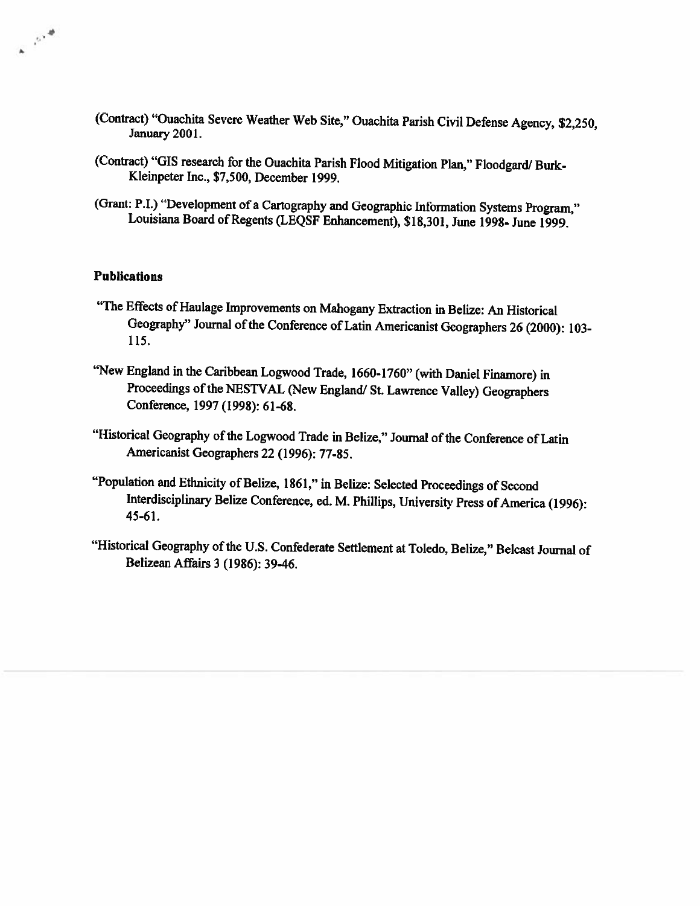(Contract) "Ouachita Severe Weather Web Site," Ouachita Parish Civil Defense Agency, $2,250, January 2001.

(Contract) "GIS research for the Ouachita Parish Flood Mitigation Plan," Floodgard/ Burk-Kleinpeter Inc., $7,500, December 1999.

(Grant: P.I.) "Development of a Cartography and Geographic Information Systems Program," Louisiana Board of Regents (LEQSF Enhancement), $18,301, June 1998- June 1999.

**Publications**

"The Effects of Haulage Improvements on Mahogany Extraction in Belize: An Historical Geography" Journal of the Conference of Latin Americanist Geographers 26 (2000): 103-115.

"New England in the Caribbean Logwood Trade, 1660-1760" (with Daniel Finamore) in Proceedings of the NESTVAL (New England/ St. Lawrence Valley) Geographers Conference, 1997 (1998): 61-68.

"Historical Geography of the Logwood Trade in Belize," Journal of the Conference of Latin Americanist Geographers 22 (1996): 77-85.

"Population and Ethnicity of Belize, 1861," in Belize: Selected Proceedings of Second Interdisciplinary Belize Conference, ed. M. Phillips, University Press of America (1996): 45-61.

"Historical Geography of the U.S. Confederate Settlement at Toledo, Belize," Belcast Journal of Belizean Affairs 3 (1986): 39-46.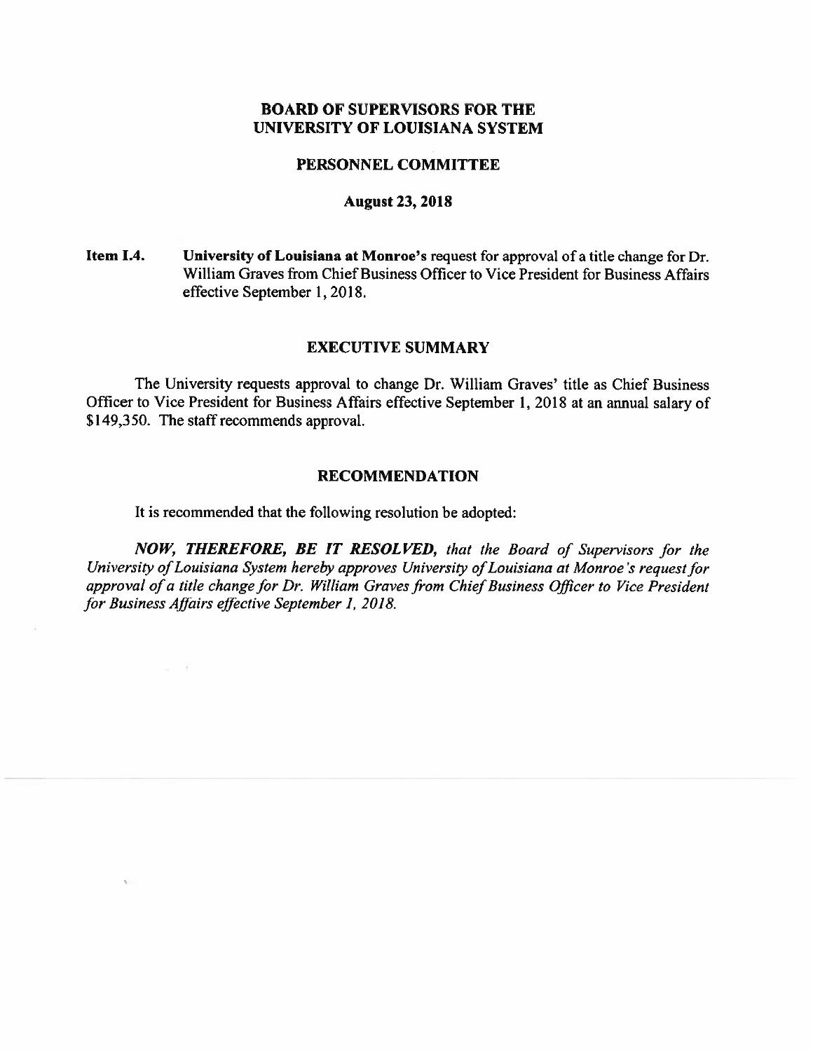# BOARD OF SUPERVISORS FOR THE UNIVERSITY OF LOUISIANA SYSTEM

## PERSONNEL COMMITTEE

### August 23, 2018

**Item I.4.** **University of Louisiana at Monroe's** request for approval of a title change for Dr. William Graves from Chief Business Officer to Vice President for Business Affairs effective September 1, 2018.

## EXECUTIVE SUMMARY

The University requests approval to change Dr. William Graves' title as Chief Business Officer to Vice President for Business Affairs effective September 1, 2018 at an annual salary of $149,350. The staff recommends approval.

## RECOMMENDATION

It is recommended that the following resolution be adopted:

***NOW, THEREFORE, BE IT RESOLVED,*** *that the Board of Supervisors for the University of Louisiana System hereby approves University of Louisiana at Monroe's request for approval of a title change for Dr. William Graves from Chief Business Officer to Vice President for Business Affairs effective September 1, 2018.*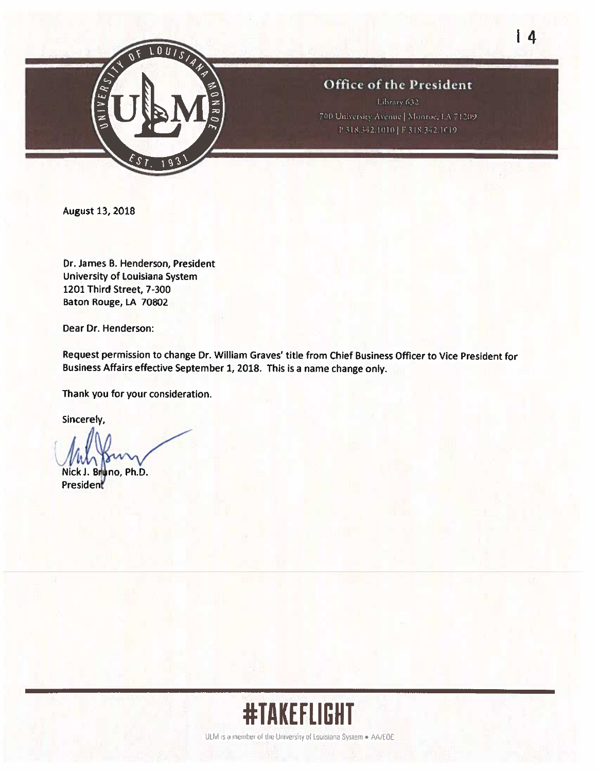**Office of the President**

Library 632

700 University Avenue | Monroe, LA 71209

P 318.342.1010 | F 318.342.1019

August 13, 2018

Dr. James B. Henderson, President
University of Louisiana System
1201 Third Street, 7-300
Baton Rouge, LA 70802

Dear Dr. Henderson:

Request permission to change Dr. William Graves' title from Chief Business Officer to Vice President for Business Affairs effective September 1, 2018. This is a name change only.

Thank you for your consideration.

Sincerely,

Nick J. Bruno, Ph.D.
President

#TAKEFLIGHT

ULM is a member of the University of Louisiana System • AA/EOE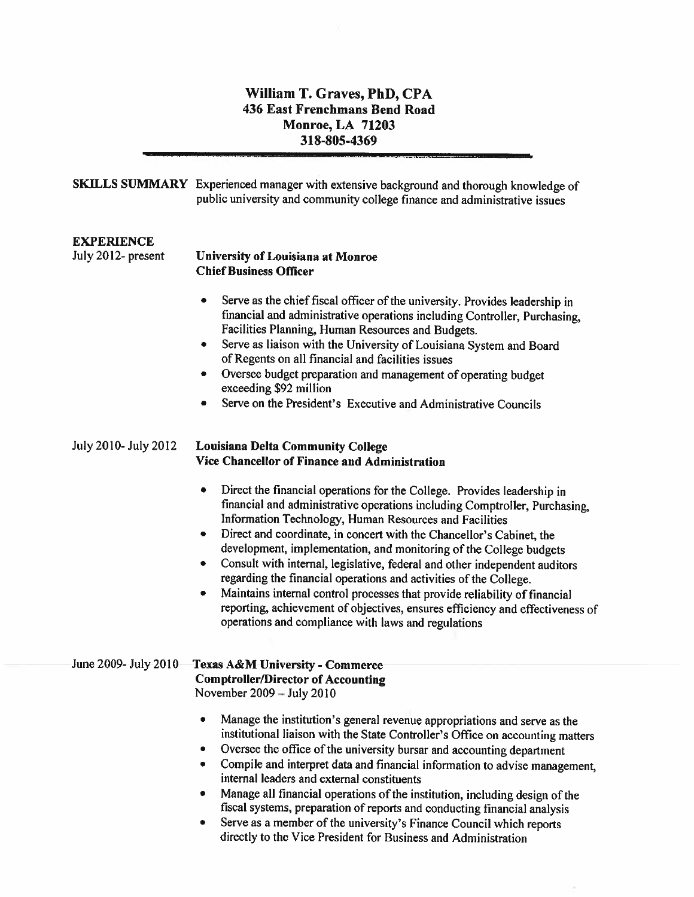# William T. Graves, PhD, CPA
**436 East Frenchmans Bend Road**
**Monroe, LA 71203**
**318-805-4369**

---

**SKILLS SUMMARY** Experienced manager with extensive background and thorough knowledge of public university and community college finance and administrative issues

## EXPERIENCE

July 2012- present

**University of Louisiana at Monroe**
**Chief Business Officer**

- Serve as the chief fiscal officer of the university. Provides leadership in financial and administrative operations including Controller, Purchasing, Facilities Planning, Human Resources and Budgets.
- Serve as liaison with the University of Louisiana System and Board of Regents on all financial and facilities issues
- Oversee budget preparation and management of operating budget exceeding $92 million
- Serve on the President's Executive and Administrative Councils

July 2010- July 2012

**Louisiana Delta Community College**
**Vice Chancellor of Finance and Administration**

- Direct the financial operations for the College. Provides leadership in financial and administrative operations including Comptroller, Purchasing, Information Technology, Human Resources and Facilities
- Direct and coordinate, in concert with the Chancellor's Cabinet, the development, implementation, and monitoring of the College budgets
- Consult with internal, legislative, federal and other independent auditors regarding the financial operations and activities of the College.
- Maintains internal control processes that provide reliability of financial reporting, achievement of objectives, ensures efficiency and effectiveness of operations and compliance with laws and regulations

June 2009- July 2010

**Texas A&M University - Commerce**
**Comptroller/Director of Accounting**
November 2009 – July 2010

- Manage the institution's general revenue appropriations and serve as the institutional liaison with the State Controller's Office on accounting matters
- Oversee the office of the university bursar and accounting department
- Compile and interpret data and financial information to advise management, internal leaders and external constituents
- Manage all financial operations of the institution, including design of the fiscal systems, preparation of reports and conducting financial analysis
- Serve as a member of the university's Finance Council which reports directly to the Vice President for Business and Administration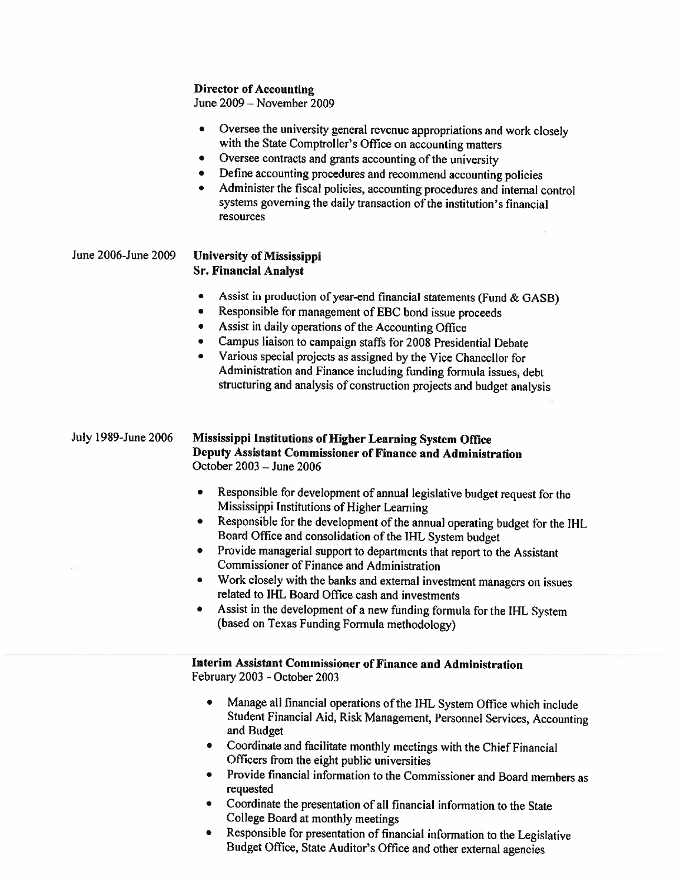**Director of Accounting**
June 2009 – November 2009

- Oversee the university general revenue appropriations and work closely with the State Comptroller's Office on accounting matters
- Oversee contracts and grants accounting of the university
- Define accounting procedures and recommend accounting policies
- Administer the fiscal policies, accounting procedures and internal control systems governing the daily transaction of the institution's financial resources

June 2006-June 2009

**University of Mississippi**
**Sr. Financial Analyst**

- Assist in production of year-end financial statements (Fund & GASB)
- Responsible for management of EBC bond issue proceeds
- Assist in daily operations of the Accounting Office
- Campus liaison to campaign staffs for 2008 Presidential Debate
- Various special projects as assigned by the Vice Chancellor for Administration and Finance including funding formula issues, debt structuring and analysis of construction projects and budget analysis

July 1989-June 2006

**Mississippi Institutions of Higher Learning System Office**
**Deputy Assistant Commissioner of Finance and Administration**
October 2003 – June 2006

- Responsible for development of annual legislative budget request for the Mississippi Institutions of Higher Learning
- Responsible for the development of the annual operating budget for the IHL Board Office and consolidation of the IHL System budget
- Provide managerial support to departments that report to the Assistant Commissioner of Finance and Administration
- Work closely with the banks and external investment managers on issues related to IHL Board Office cash and investments
- Assist in the development of a new funding formula for the IHL System (based on Texas Funding Formula methodology)

**Interim Assistant Commissioner of Finance and Administration**
February 2003 - October 2003

- Manage all financial operations of the IHL System Office which include Student Financial Aid, Risk Management, Personnel Services, Accounting and Budget
- Coordinate and facilitate monthly meetings with the Chief Financial Officers from the eight public universities
- Provide financial information to the Commissioner and Board members as requested
- Coordinate the presentation of all financial information to the State College Board at monthly meetings
- Responsible for presentation of financial information to the Legislative Budget Office, State Auditor's Office and other external agencies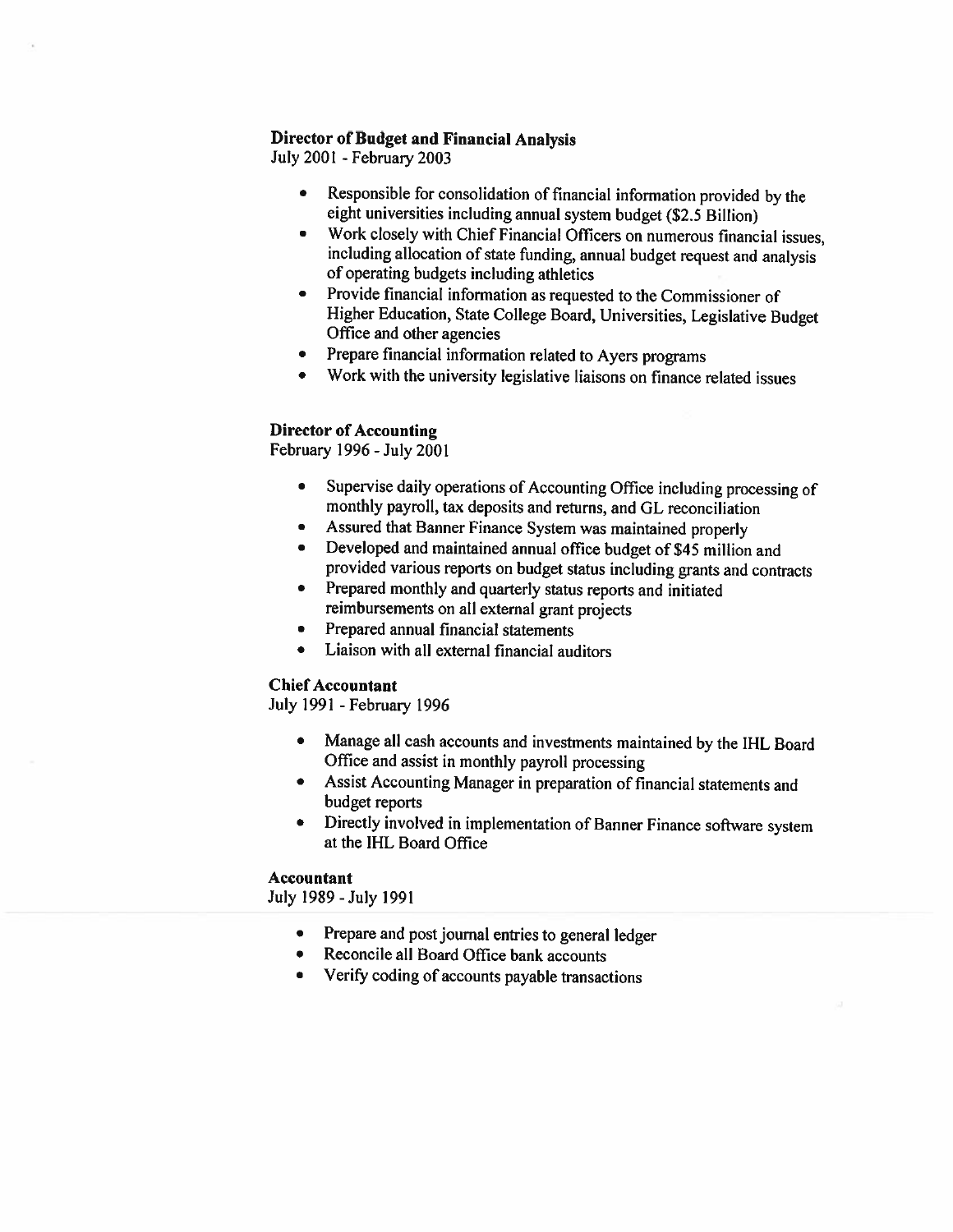**Director of Budget and Financial Analysis**
July 2001 - February 2003

- Responsible for consolidation of financial information provided by the eight universities including annual system budget ($2.5 Billion)
- Work closely with Chief Financial Officers on numerous financial issues, including allocation of state funding, annual budget request and analysis of operating budgets including athletics
- Provide financial information as requested to the Commissioner of Higher Education, State College Board, Universities, Legislative Budget Office and other agencies
- Prepare financial information related to Ayers programs
- Work with the university legislative liaisons on finance related issues

**Director of Accounting**
February 1996 - July 2001

- Supervise daily operations of Accounting Office including processing of monthly payroll, tax deposits and returns, and GL reconciliation
- Assured that Banner Finance System was maintained properly
- Developed and maintained annual office budget of $45 million and provided various reports on budget status including grants and contracts
- Prepared monthly and quarterly status reports and initiated reimbursements on all external grant projects
- Prepared annual financial statements
- Liaison with all external financial auditors

**Chief Accountant**
July 1991 - February 1996

- Manage all cash accounts and investments maintained by the IHL Board Office and assist in monthly payroll processing
- Assist Accounting Manager in preparation of financial statements and budget reports
- Directly involved in implementation of Banner Finance software system at the IHL Board Office

**Accountant**
July 1989 - July 1991

- Prepare and post journal entries to general ledger
- Reconcile all Board Office bank accounts
- Verify coding of accounts payable transactions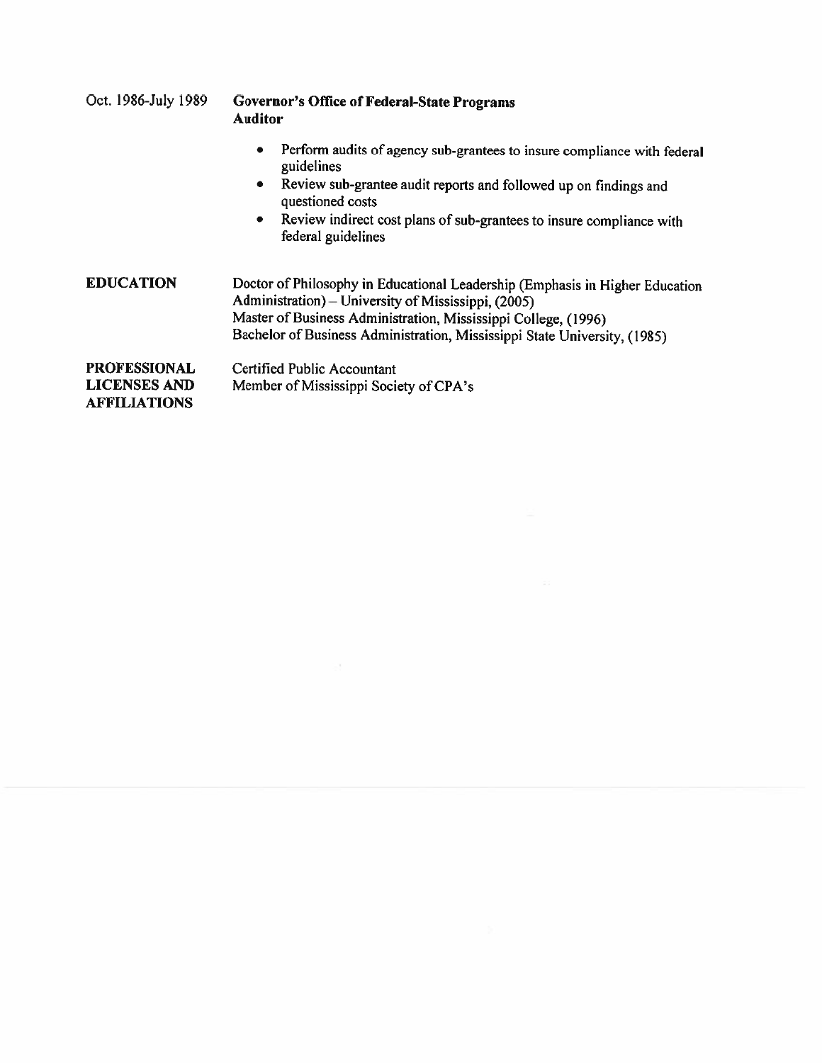Oct. 1986-July 1989 **Governor's Office of Federal-State Programs**
**Auditor**

- Perform audits of agency sub-grantees to insure compliance with federal guidelines
- Review sub-grantee audit reports and followed up on findings and questioned costs
- Review indirect cost plans of sub-grantees to insure compliance with federal guidelines

**EDUCATION**

Doctor of Philosophy in Educational Leadership (Emphasis in Higher Education Administration) – University of Mississippi, (2005)
Master of Business Administration, Mississippi College, (1996)
Bachelor of Business Administration, Mississippi State University, (1985)

**PROFESSIONAL LICENSES AND AFFILIATIONS**

Certified Public Accountant
Member of Mississippi Society of CPA's